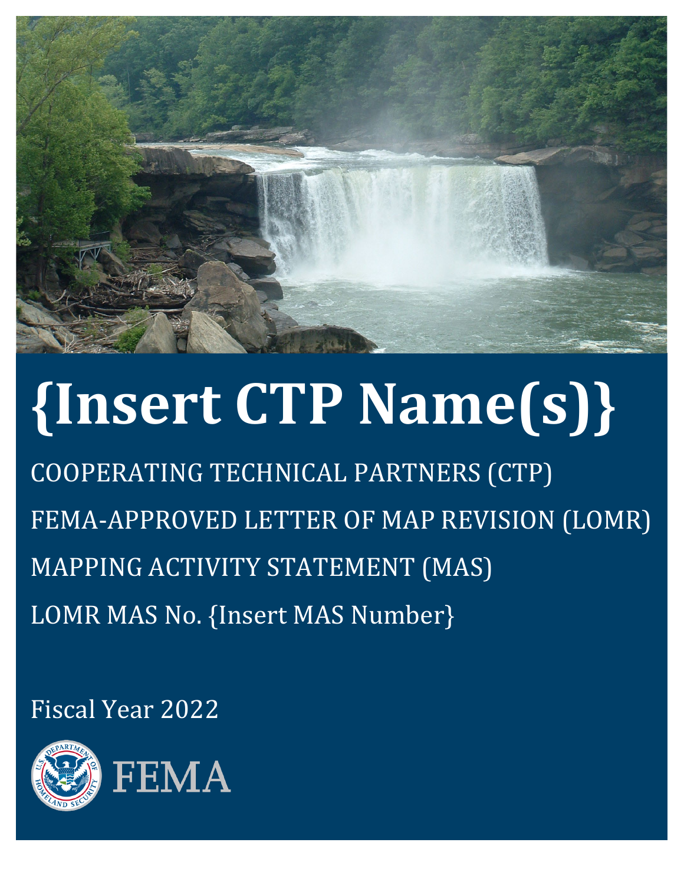# {Insert CTP Name(s)}

COOPERATING TECHNICAL PARTNERS (CTP)

FEMA-APPROVED LETTER OF MAP REVISION (LOMR)

MAPPING ACTIVITY STATEMENT (MAS)

LOMR MAS No. {Insert MAS Number}

Fiscal Year 2022

FEMA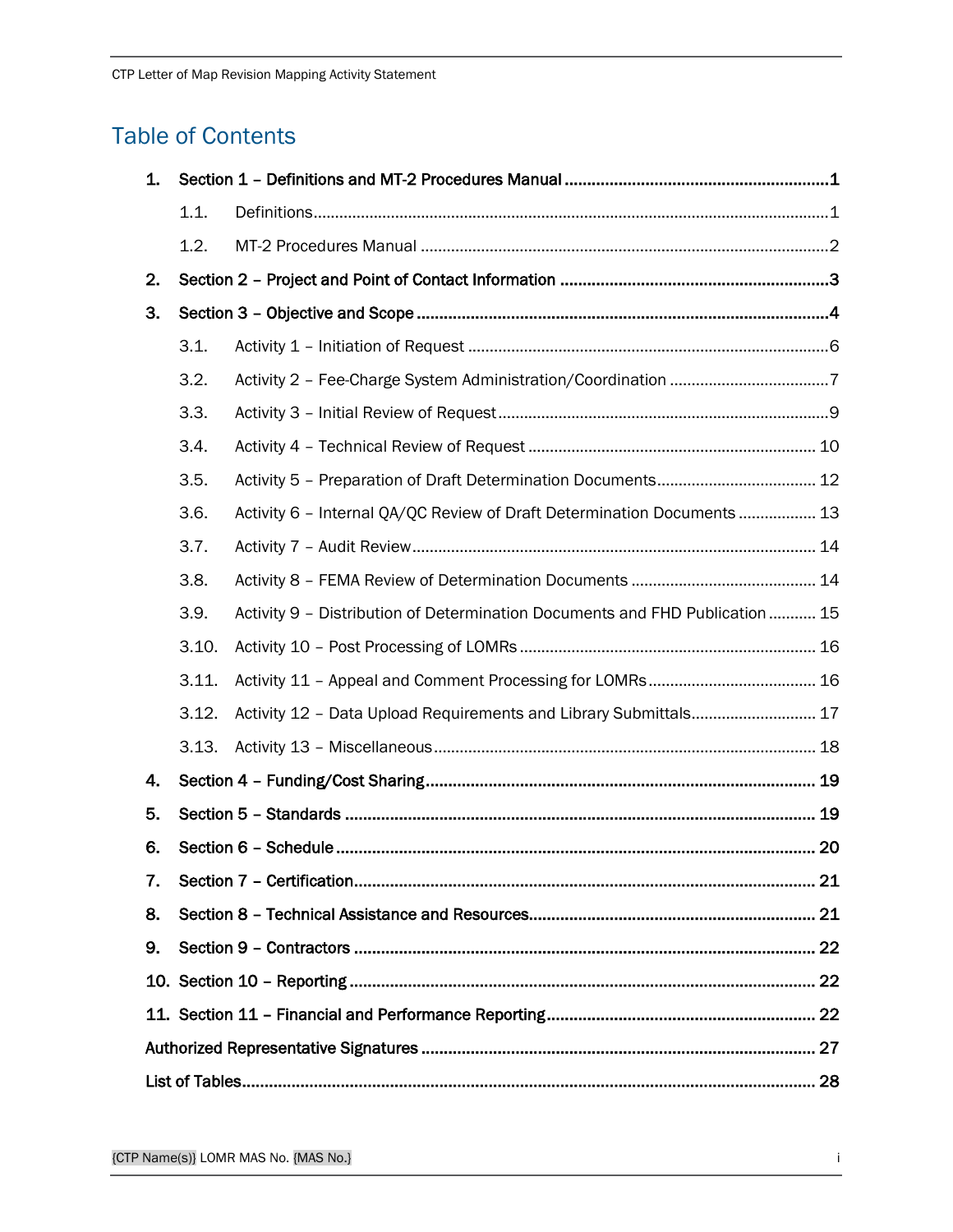# Table of Contents

1. **Section 1 – Definitions and MT-2 Procedures Manual** ....................................... 1
   1.1. Definitions ....................................... 1
   1.2. MT-2 Procedures Manual ....................................... 2
2. **Section 2 – Project and Point of Contact Information** ....................................... 3
3. **Section 3 – Objective and Scope** ....................................... 4
   3.1. Activity 1 – Initiation of Request ....................................... 6
   3.2. Activity 2 – Fee-Charge System Administration/Coordination ....................................... 7
   3.3. Activity 3 – Initial Review of Request ....................................... 9
   3.4. Activity 4 – Technical Review of Request ....................................... 10
   3.5. Activity 5 – Preparation of Draft Determination Documents ....................................... 12
   3.6. Activity 6 – Internal QA/QC Review of Draft Determination Documents ....................................... 13
   3.7. Activity 7 – Audit Review ....................................... 14
   3.8. Activity 8 – FEMA Review of Determination Documents ....................................... 14
   3.9. Activity 9 – Distribution of Determination Documents and FHD Publication ....................................... 15
   3.10. Activity 10 – Post Processing of LOMRs ....................................... 16
   3.11. Activity 11 – Appeal and Comment Processing for LOMRs ....................................... 16
   3.12. Activity 12 – Data Upload Requirements and Library Submittals ....................................... 17
   3.13. Activity 13 – Miscellaneous ....................................... 18
4. **Section 4 – Funding/Cost Sharing** ....................................... 19
5. **Section 5 – Standards** ....................................... 19
6. **Section 6 – Schedule** ....................................... 20
7. **Section 7 – Certification** ....................................... 21
8. **Section 8 – Technical Assistance and Resources** ....................................... 21
9. **Section 9 – Contractors** ....................................... 22
10. **Section 10 – Reporting** ....................................... 22
11. **Section 11 – Financial and Performance Reporting** ....................................... 22

**Authorized Representative Signatures** ....................................... 27

**List of Tables** ....................................... 28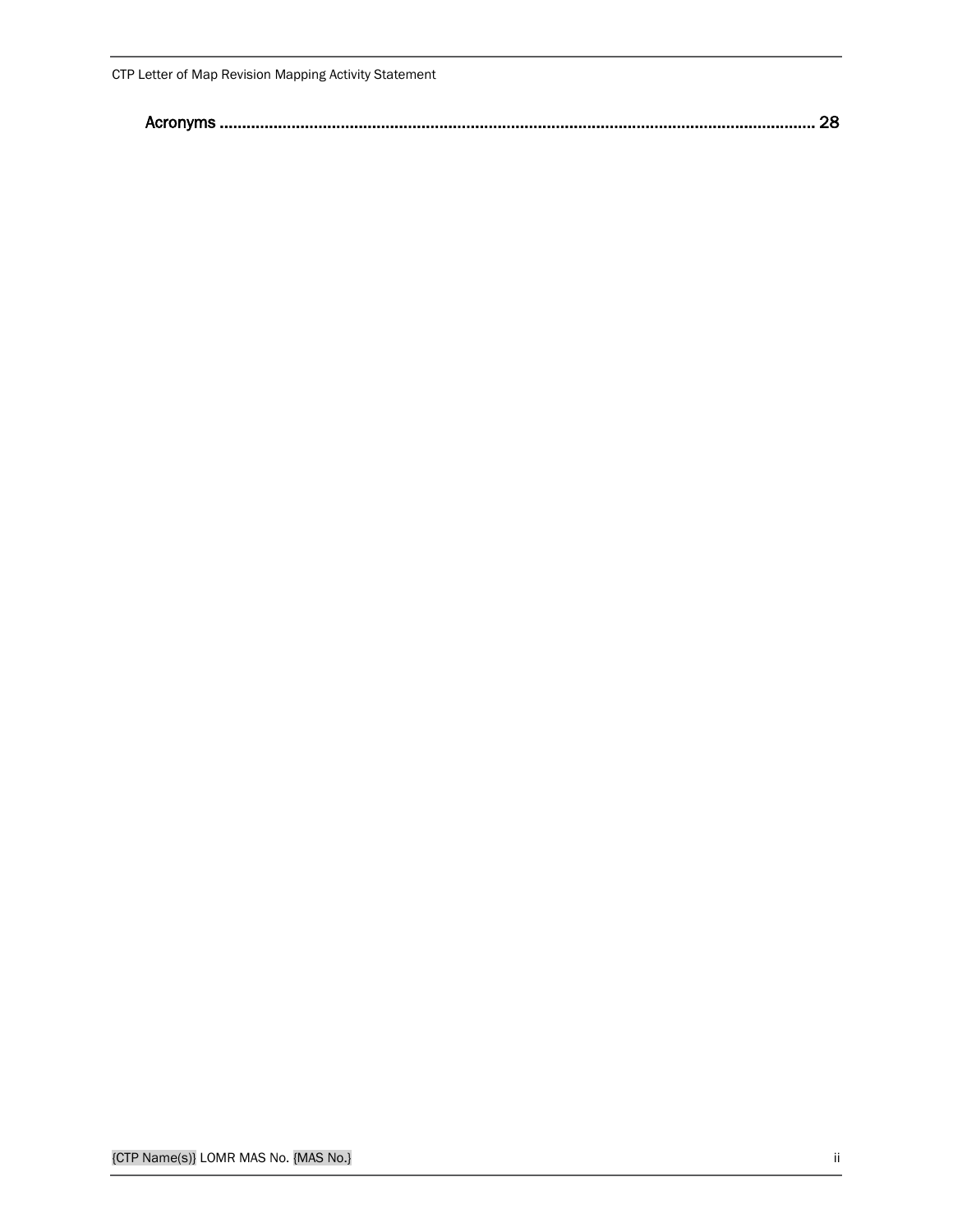Acronyms ........................................................................................................................................ 28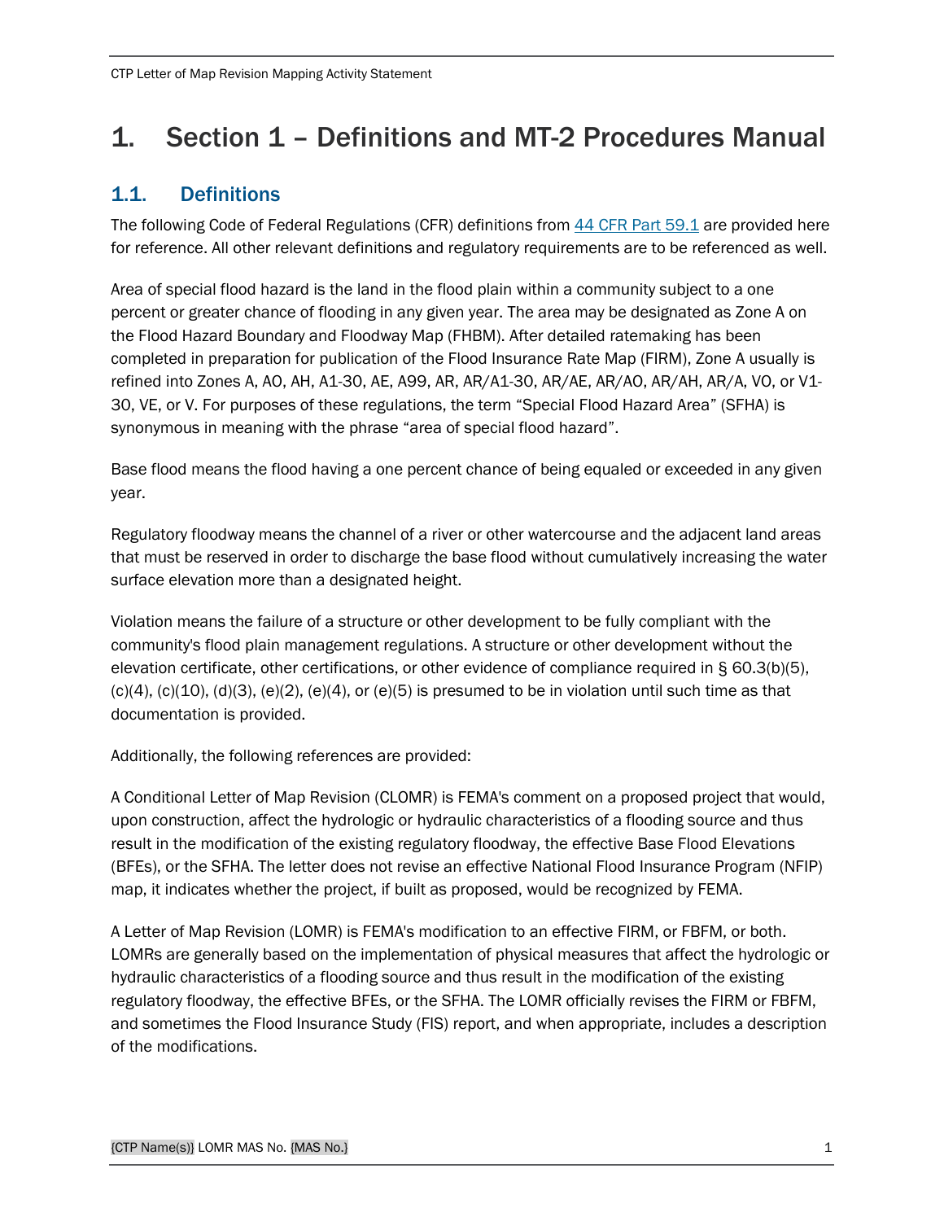# 1. Section 1 – Definitions and MT-2 Procedures Manual

## 1.1. Definitions

The following Code of Federal Regulations (CFR) definitions from 44 CFR Part 59.1 are provided here for reference. All other relevant definitions and regulatory requirements are to be referenced as well.

Area of special flood hazard is the land in the flood plain within a community subject to a one percent or greater chance of flooding in any given year. The area may be designated as Zone A on the Flood Hazard Boundary and Floodway Map (FHBM). After detailed ratemaking has been completed in preparation for publication of the Flood Insurance Rate Map (FIRM), Zone A usually is refined into Zones A, AO, AH, A1-30, AE, A99, AR, AR/A1-30, AR/AE, AR/AO, AR/AH, AR/A, VO, or V1-30, VE, or V. For purposes of these regulations, the term "Special Flood Hazard Area" (SFHA) is synonymous in meaning with the phrase "area of special flood hazard".

Base flood means the flood having a one percent chance of being equaled or exceeded in any given year.

Regulatory floodway means the channel of a river or other watercourse and the adjacent land areas that must be reserved in order to discharge the base flood without cumulatively increasing the water surface elevation more than a designated height.

Violation means the failure of a structure or other development to be fully compliant with the community's flood plain management regulations. A structure or other development without the elevation certificate, other certifications, or other evidence of compliance required in § 60.3(b)(5), (c)(4), (c)(10), (d)(3), (e)(2), (e)(4), or (e)(5) is presumed to be in violation until such time as that documentation is provided.

Additionally, the following references are provided:

A Conditional Letter of Map Revision (CLOMR) is FEMA's comment on a proposed project that would, upon construction, affect the hydrologic or hydraulic characteristics of a flooding source and thus result in the modification of the existing regulatory floodway, the effective Base Flood Elevations (BFEs), or the SFHA. The letter does not revise an effective National Flood Insurance Program (NFIP) map, it indicates whether the project, if built as proposed, would be recognized by FEMA.

A Letter of Map Revision (LOMR) is FEMA's modification to an effective FIRM, or FBFM, or both. LOMRs are generally based on the implementation of physical measures that affect the hydrologic or hydraulic characteristics of a flooding source and thus result in the modification of the existing regulatory floodway, the effective BFEs, or the SFHA. The LOMR officially revises the FIRM or FBFM, and sometimes the Flood Insurance Study (FIS) report, and when appropriate, includes a description of the modifications.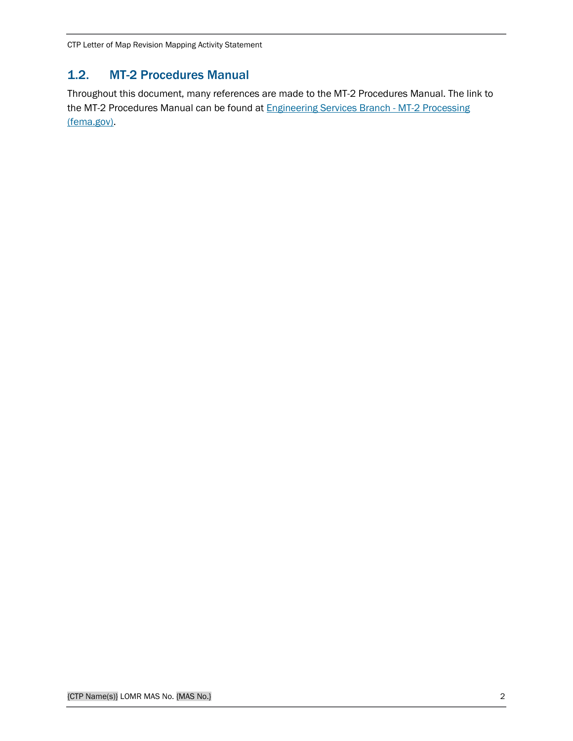## 1.2. MT-2 Procedures Manual

Throughout this document, many references are made to the MT-2 Procedures Manual. The link to the MT-2 Procedures Manual can be found at Engineering Services Branch - MT-2 Processing (fema.gov).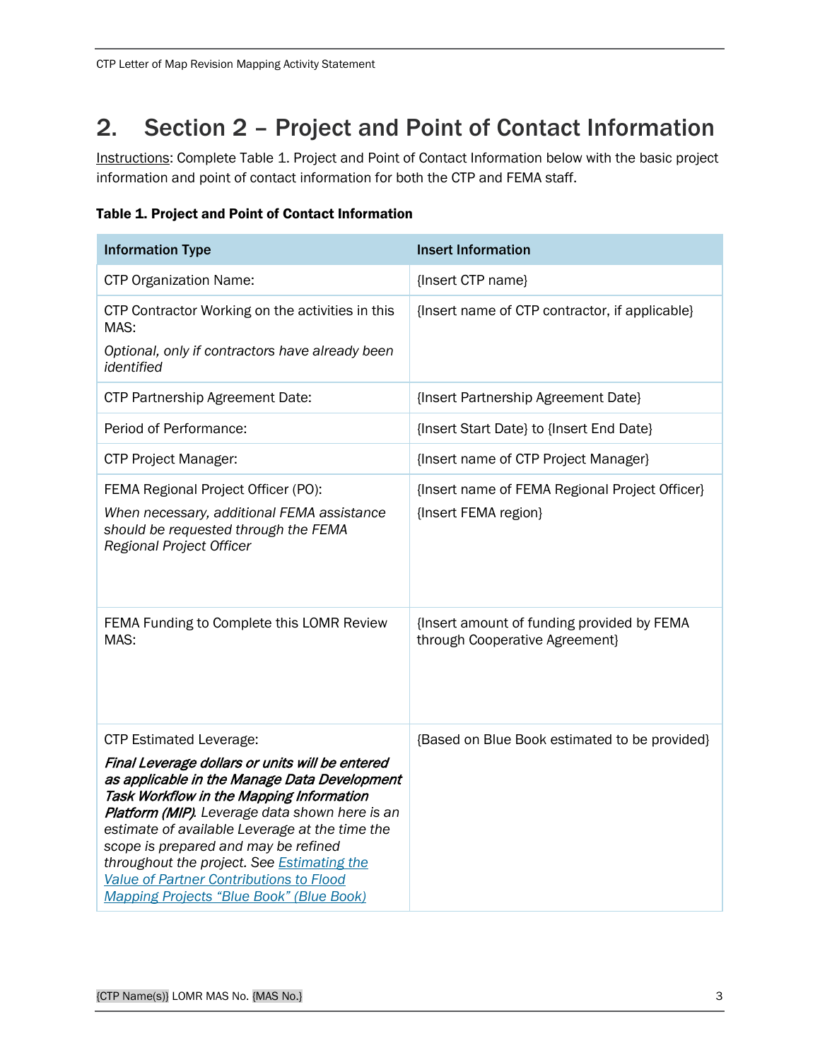# 2. Section 2 – Project and Point of Contact Information

Instructions: Complete Table 1. Project and Point of Contact Information below with the basic project information and point of contact information for both the CTP and FEMA staff.

**Table 1. Project and Point of Contact Information**

| Information Type | Insert Information |
|---|---|
| CTP Organization Name: | {Insert CTP name} |
| CTP Contractor Working on the activities in this MAS:<br>*Optional, only if contractors have already been identified* | {Insert name of CTP contractor, if applicable} |
| CTP Partnership Agreement Date: | {Insert Partnership Agreement Date} |
| Period of Performance: | {Insert Start Date} to {Insert End Date} |
| CTP Project Manager: | {Insert name of CTP Project Manager} |
| FEMA Regional Project Officer (PO):<br>*When necessary, additional FEMA assistance should be requested through the FEMA Regional Project Officer* | {Insert name of FEMA Regional Project Officer}<br>{Insert FEMA region} |
| FEMA Funding to Complete this LOMR Review MAS: | {Insert amount of funding provided by FEMA through Cooperative Agreement} |
| CTP Estimated Leverage:<br>***Final Leverage dollars or units will be entered as applicable in the Manage Data Development Task Workflow in the Mapping Information Platform (MIP)****. Leverage data shown here is an estimate of available Leverage at the time the scope is prepared and may be refined throughout the project. See Estimating the Value of Partner Contributions to Flood Mapping Projects "Blue Book" (Blue Book)* | {Based on Blue Book estimated to be provided} |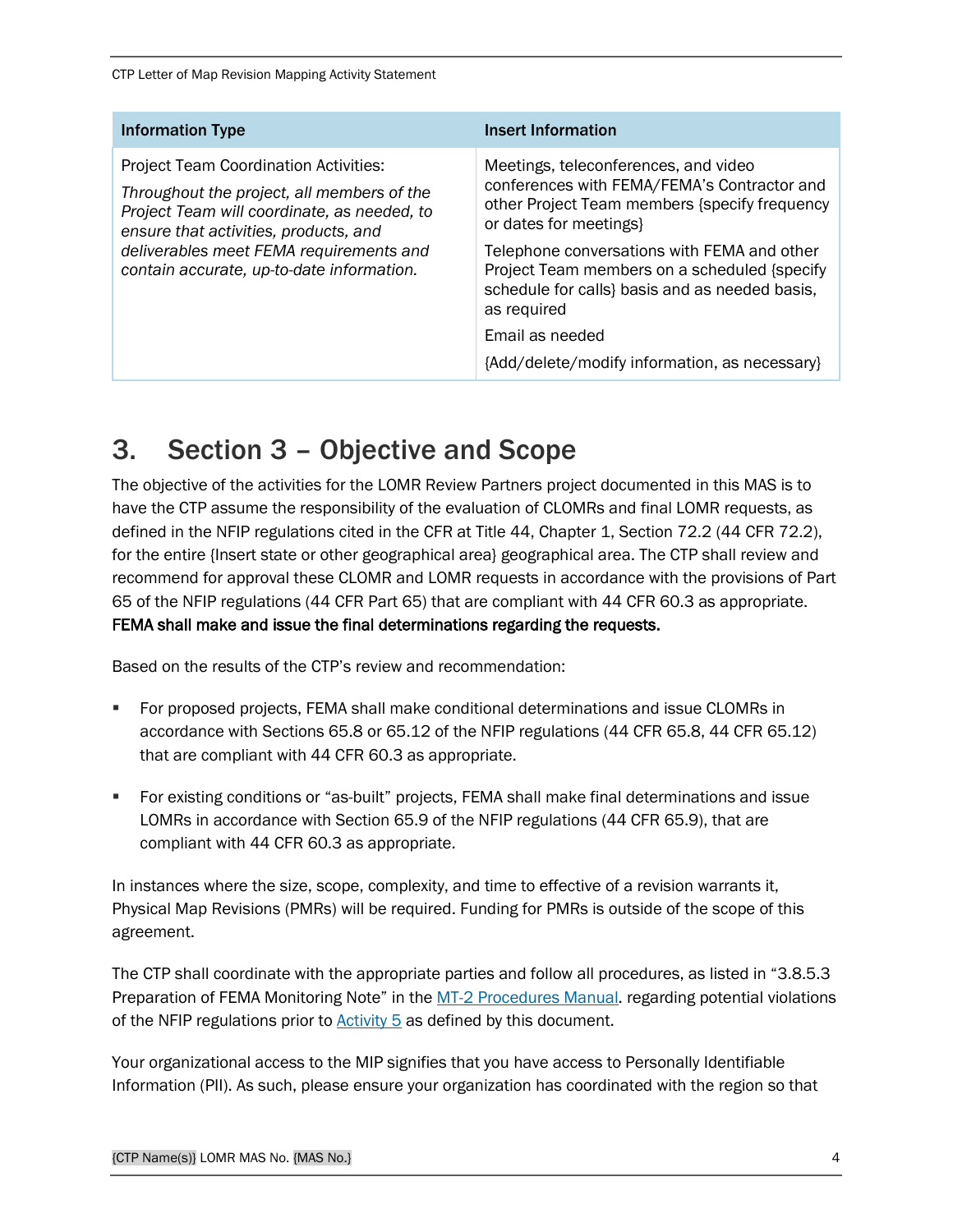| Information Type | Insert Information |
|---|---|
| Project Team Coordination Activities:<br>*Throughout the project, all members of the Project Team will coordinate, as needed, to ensure that activities, products, and deliverables meet FEMA requirements and contain accurate, up-to-date information.* | Meetings, teleconferences, and video conferences with FEMA/FEMA's Contractor and other Project Team members {specify frequency or dates for meetings}<br>Telephone conversations with FEMA and other Project Team members on a scheduled {specify schedule for calls} basis and as needed basis, as required<br>Email as needed<br>{Add/delete/modify information, as necessary} |

# 3. Section 3 – Objective and Scope

The objective of the activities for the LOMR Review Partners project documented in this MAS is to have the CTP assume the responsibility of the evaluation of CLOMRs and final LOMR requests, as defined in the NFIP regulations cited in the CFR at Title 44, Chapter 1, Section 72.2 (44 CFR 72.2), for the entire {Insert state or other geographical area} geographical area. The CTP shall review and recommend for approval these CLOMR and LOMR requests in accordance with the provisions of Part 65 of the NFIP regulations (44 CFR Part 65) that are compliant with 44 CFR 60.3 as appropriate. **FEMA shall make and issue the final determinations regarding the requests.**

Based on the results of the CTP's review and recommendation:

- For proposed projects, FEMA shall make conditional determinations and issue CLOMRs in accordance with Sections 65.8 or 65.12 of the NFIP regulations (44 CFR 65.8, 44 CFR 65.12) that are compliant with 44 CFR 60.3 as appropriate.
- For existing conditions or "as-built" projects, FEMA shall make final determinations and issue LOMRs in accordance with Section 65.9 of the NFIP regulations (44 CFR 65.9), that are compliant with 44 CFR 60.3 as appropriate.

In instances where the size, scope, complexity, and time to effective of a revision warrants it, Physical Map Revisions (PMRs) will be required. Funding for PMRs is outside of the scope of this agreement.

The CTP shall coordinate with the appropriate parties and follow all procedures, as listed in "3.8.5.3 Preparation of FEMA Monitoring Note" in the [MT-2 Procedures Manual]. regarding potential violations of the NFIP regulations prior to [Activity 5] as defined by this document.

Your organizational access to the MIP signifies that you have access to Personally Identifiable Information (PII). As such, please ensure your organization has coordinated with the region so that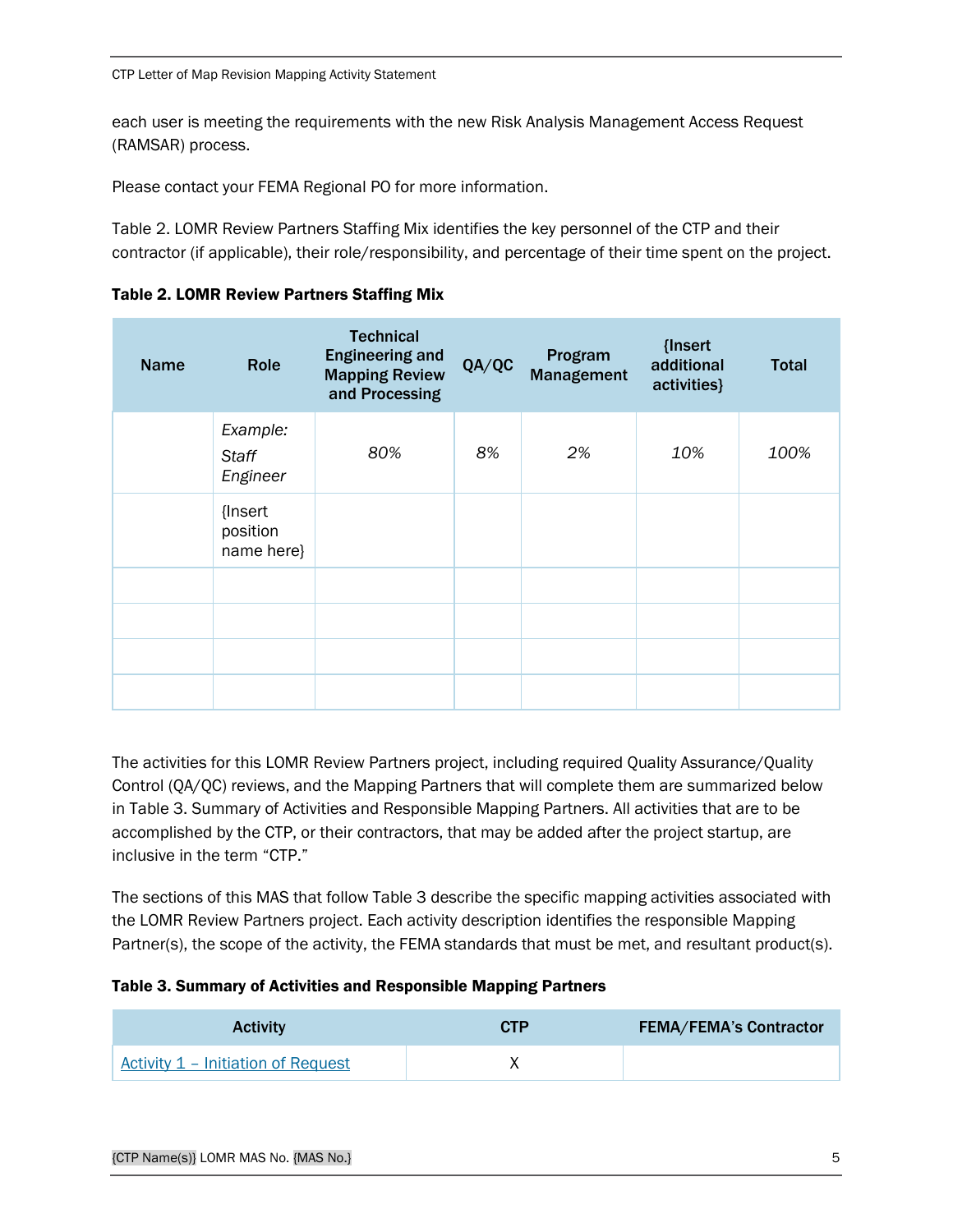each user is meeting the requirements with the new Risk Analysis Management Access Request (RAMSAR) process.

Please contact your FEMA Regional PO for more information.

Table 2. LOMR Review Partners Staffing Mix identifies the key personnel of the CTP and their contractor (if applicable), their role/responsibility, and percentage of their time spent on the project.

**Table 2. LOMR Review Partners Staffing Mix**

| Name | Role | Technical Engineering and Mapping Review and Processing | QA/QC | Program Management | {Insert additional activities} | Total |
|---|---|---|---|---|---|---|
| | *Example: Staff Engineer* | *80%* | *8%* | *2%* | *10%* | *100%* |
| | {Insert position name here} | | | | | |
| | | | | | | |
| | | | | | | |
| | | | | | | |
| | | | | | | |

The activities for this LOMR Review Partners project, including required Quality Assurance/Quality Control (QA/QC) reviews, and the Mapping Partners that will complete them are summarized below in Table 3. Summary of Activities and Responsible Mapping Partners. All activities that are to be accomplished by the CTP, or their contractors, that may be added after the project startup, are inclusive in the term "CTP."

The sections of this MAS that follow Table 3 describe the specific mapping activities associated with the LOMR Review Partners project. Each activity description identifies the responsible Mapping Partner(s), the scope of the activity, the FEMA standards that must be met, and resultant product(s).

**Table 3. Summary of Activities and Responsible Mapping Partners**

| Activity | CTP | FEMA/FEMA's Contractor |
|---|---|---|
| Activity 1 – Initiation of Request | X | |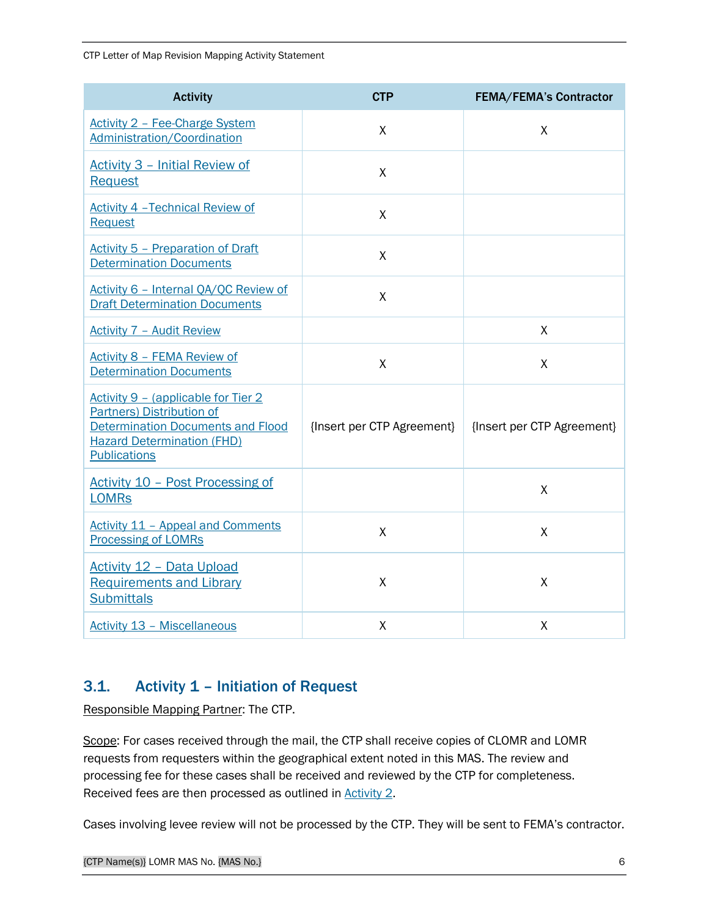| Activity | CTP | FEMA/FEMA's Contractor |
| --- | --- | --- |
| Activity 2 – Fee-Charge System Administration/Coordination | X | X |
| Activity 3 – Initial Review of Request | X | |
| Activity 4 –Technical Review of Request | X | |
| Activity 5 – Preparation of Draft Determination Documents | X | |
| Activity 6 – Internal QA/QC Review of Draft Determination Documents | X | |
| Activity 7 – Audit Review | | X |
| Activity 8 – FEMA Review of Determination Documents | X | X |
| Activity 9 – (applicable for Tier 2 Partners) Distribution of Determination Documents and Flood Hazard Determination (FHD) Publications | {Insert per CTP Agreement} | {Insert per CTP Agreement} |
| Activity 10 – Post Processing of LOMRs | | X |
| Activity 11 – Appeal and Comments Processing of LOMRs | X | X |
| Activity 12 – Data Upload Requirements and Library Submittals | X | X |
| Activity 13 – Miscellaneous | X | X |

## 3.1. Activity 1 – Initiation of Request

Responsible Mapping Partner: The CTP.

Scope: For cases received through the mail, the CTP shall receive copies of CLOMR and LOMR requests from requesters within the geographical extent noted in this MAS. The review and processing fee for these cases shall be received and reviewed by the CTP for completeness. Received fees are then processed as outlined in Activity 2.

Cases involving levee review will not be processed by the CTP. They will be sent to FEMA's contractor.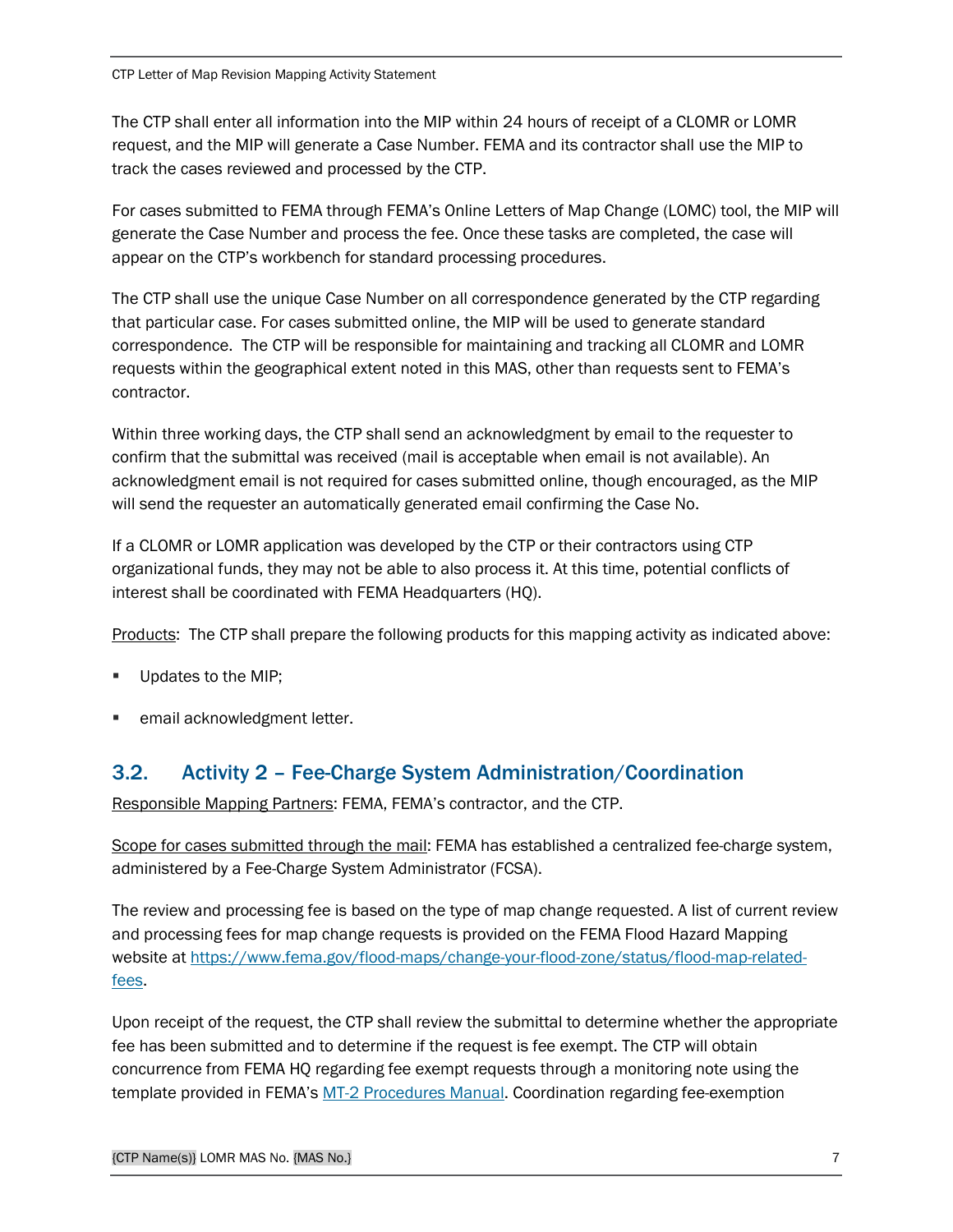The CTP shall enter all information into the MIP within 24 hours of receipt of a CLOMR or LOMR request, and the MIP will generate a Case Number. FEMA and its contractor shall use the MIP to track the cases reviewed and processed by the CTP.

For cases submitted to FEMA through FEMA's Online Letters of Map Change (LOMC) tool, the MIP will generate the Case Number and process the fee. Once these tasks are completed, the case will appear on the CTP's workbench for standard processing procedures.

The CTP shall use the unique Case Number on all correspondence generated by the CTP regarding that particular case. For cases submitted online, the MIP will be used to generate standard correspondence. The CTP will be responsible for maintaining and tracking all CLOMR and LOMR requests within the geographical extent noted in this MAS, other than requests sent to FEMA's contractor.

Within three working days, the CTP shall send an acknowledgment by email to the requester to confirm that the submittal was received (mail is acceptable when email is not available). An acknowledgment email is not required for cases submitted online, though encouraged, as the MIP will send the requester an automatically generated email confirming the Case No.

If a CLOMR or LOMR application was developed by the CTP or their contractors using CTP organizational funds, they may not be able to also process it. At this time, potential conflicts of interest shall be coordinated with FEMA Headquarters (HQ).

Products: The CTP shall prepare the following products for this mapping activity as indicated above:

- Updates to the MIP;
- email acknowledgment letter.

## 3.2. Activity 2 – Fee-Charge System Administration/Coordination

Responsible Mapping Partners: FEMA, FEMA's contractor, and the CTP.

Scope for cases submitted through the mail: FEMA has established a centralized fee-charge system, administered by a Fee-Charge System Administrator (FCSA).

The review and processing fee is based on the type of map change requested. A list of current review and processing fees for map change requests is provided on the FEMA Flood Hazard Mapping website at https://www.fema.gov/flood-maps/change-your-flood-zone/status/flood-map-related-fees.

Upon receipt of the request, the CTP shall review the submittal to determine whether the appropriate fee has been submitted and to determine if the request is fee exempt. The CTP will obtain concurrence from FEMA HQ regarding fee exempt requests through a monitoring note using the template provided in FEMA's MT-2 Procedures Manual. Coordination regarding fee-exemption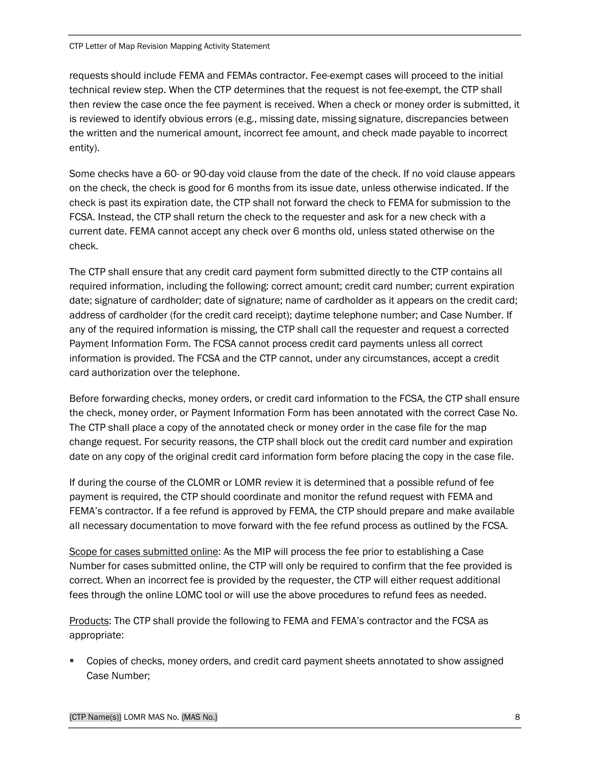requests should include FEMA and FEMAs contractor. Fee-exempt cases will proceed to the initial technical review step. When the CTP determines that the request is not fee-exempt, the CTP shall then review the case once the fee payment is received. When a check or money order is submitted, it is reviewed to identify obvious errors (e.g., missing date, missing signature, discrepancies between the written and the numerical amount, incorrect fee amount, and check made payable to incorrect entity).

Some checks have a 60- or 90-day void clause from the date of the check. If no void clause appears on the check, the check is good for 6 months from its issue date, unless otherwise indicated. If the check is past its expiration date, the CTP shall not forward the check to FEMA for submission to the FCSA. Instead, the CTP shall return the check to the requester and ask for a new check with a current date. FEMA cannot accept any check over 6 months old, unless stated otherwise on the check.

The CTP shall ensure that any credit card payment form submitted directly to the CTP contains all required information, including the following: correct amount; credit card number; current expiration date; signature of cardholder; date of signature; name of cardholder as it appears on the credit card; address of cardholder (for the credit card receipt); daytime telephone number; and Case Number. If any of the required information is missing, the CTP shall call the requester and request a corrected Payment Information Form. The FCSA cannot process credit card payments unless all correct information is provided. The FCSA and the CTP cannot, under any circumstances, accept a credit card authorization over the telephone.

Before forwarding checks, money orders, or credit card information to the FCSA, the CTP shall ensure the check, money order, or Payment Information Form has been annotated with the correct Case No. The CTP shall place a copy of the annotated check or money order in the case file for the map change request. For security reasons, the CTP shall block out the credit card number and expiration date on any copy of the original credit card information form before placing the copy in the case file.

If during the course of the CLOMR or LOMR review it is determined that a possible refund of fee payment is required, the CTP should coordinate and monitor the refund request with FEMA and FEMA's contractor. If a fee refund is approved by FEMA, the CTP should prepare and make available all necessary documentation to move forward with the fee refund process as outlined by the FCSA.

<u>Scope for cases submitted online</u>: As the MIP will process the fee prior to establishing a Case Number for cases submitted online, the CTP will only be required to confirm that the fee provided is correct. When an incorrect fee is provided by the requester, the CTP will either request additional fees through the online LOMC tool or will use the above procedures to refund fees as needed.

<u>Products</u>: The CTP shall provide the following to FEMA and FEMA's contractor and the FCSA as appropriate:

- Copies of checks, money orders, and credit card payment sheets annotated to show assigned Case Number;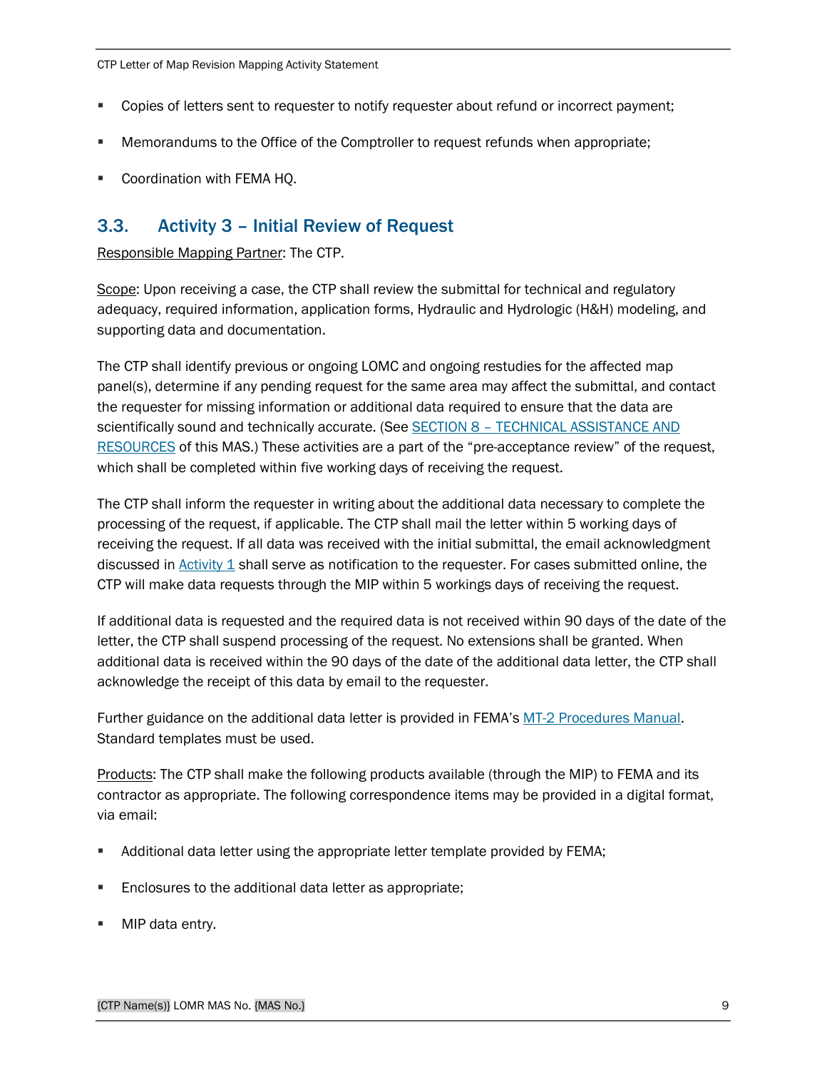- Copies of letters sent to requester to notify requester about refund or incorrect payment;
- Memorandums to the Office of the Comptroller to request refunds when appropriate;
- Coordination with FEMA HQ.

## 3.3. Activity 3 – Initial Review of Request

Responsible Mapping Partner: The CTP.

Scope: Upon receiving a case, the CTP shall review the submittal for technical and regulatory adequacy, required information, application forms, Hydraulic and Hydrologic (H&H) modeling, and supporting data and documentation.

The CTP shall identify previous or ongoing LOMC and ongoing restudies for the affected map panel(s), determine if any pending request for the same area may affect the submittal, and contact the requester for missing information or additional data required to ensure that the data are scientifically sound and technically accurate. (See SECTION 8 – TECHNICAL ASSISTANCE AND RESOURCES of this MAS.) These activities are a part of the "pre-acceptance review" of the request, which shall be completed within five working days of receiving the request.

The CTP shall inform the requester in writing about the additional data necessary to complete the processing of the request, if applicable. The CTP shall mail the letter within 5 working days of receiving the request. If all data was received with the initial submittal, the email acknowledgment discussed in Activity 1 shall serve as notification to the requester. For cases submitted online, the CTP will make data requests through the MIP within 5 workings days of receiving the request.

If additional data is requested and the required data is not received within 90 days of the date of the letter, the CTP shall suspend processing of the request. No extensions shall be granted. When additional data is received within the 90 days of the date of the additional data letter, the CTP shall acknowledge the receipt of this data by email to the requester.

Further guidance on the additional data letter is provided in FEMA's MT-2 Procedures Manual. Standard templates must be used.

Products: The CTP shall make the following products available (through the MIP) to FEMA and its contractor as appropriate. The following correspondence items may be provided in a digital format, via email:

- Additional data letter using the appropriate letter template provided by FEMA;
- Enclosures to the additional data letter as appropriate;
- MIP data entry.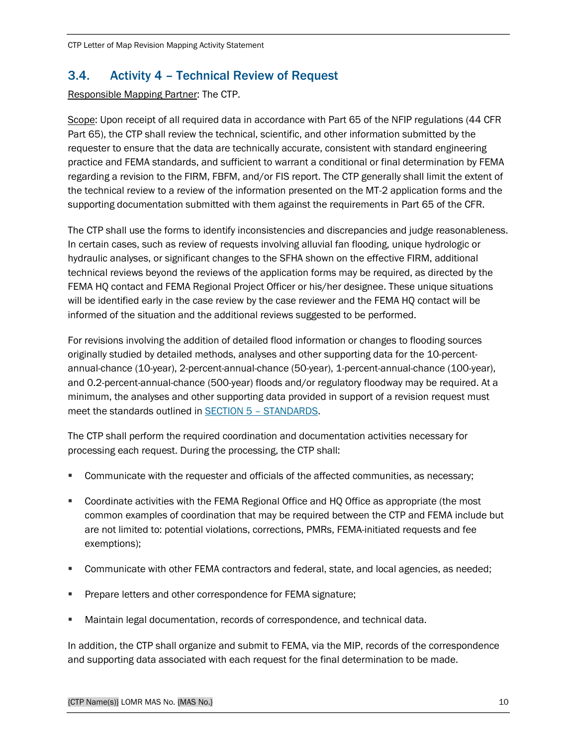## 3.4. Activity 4 – Technical Review of Request

Responsible Mapping Partner: The CTP.

Scope: Upon receipt of all required data in accordance with Part 65 of the NFIP regulations (44 CFR Part 65), the CTP shall review the technical, scientific, and other information submitted by the requester to ensure that the data are technically accurate, consistent with standard engineering practice and FEMA standards, and sufficient to warrant a conditional or final determination by FEMA regarding a revision to the FIRM, FBFM, and/or FIS report. The CTP generally shall limit the extent of the technical review to a review of the information presented on the MT-2 application forms and the supporting documentation submitted with them against the requirements in Part 65 of the CFR.

The CTP shall use the forms to identify inconsistencies and discrepancies and judge reasonableness. In certain cases, such as review of requests involving alluvial fan flooding, unique hydrologic or hydraulic analyses, or significant changes to the SFHA shown on the effective FIRM, additional technical reviews beyond the reviews of the application forms may be required, as directed by the FEMA HQ contact and FEMA Regional Project Officer or his/her designee. These unique situations will be identified early in the case review by the case reviewer and the FEMA HQ contact will be informed of the situation and the additional reviews suggested to be performed.

For revisions involving the addition of detailed flood information or changes to flooding sources originally studied by detailed methods, analyses and other supporting data for the 10-percent-annual-chance (10-year), 2-percent-annual-chance (50-year), 1-percent-annual-chance (100-year), and 0.2-percent-annual-chance (500-year) floods and/or regulatory floodway may be required. At a minimum, the analyses and other supporting data provided in support of a revision request must meet the standards outlined in SECTION 5 – STANDARDS.

The CTP shall perform the required coordination and documentation activities necessary for processing each request. During the processing, the CTP shall:

- Communicate with the requester and officials of the affected communities, as necessary;
- Coordinate activities with the FEMA Regional Office and HQ Office as appropriate (the most common examples of coordination that may be required between the CTP and FEMA include but are not limited to: potential violations, corrections, PMRs, FEMA-initiated requests and fee exemptions);
- Communicate with other FEMA contractors and federal, state, and local agencies, as needed;
- Prepare letters and other correspondence for FEMA signature;
- Maintain legal documentation, records of correspondence, and technical data.

In addition, the CTP shall organize and submit to FEMA, via the MIP, records of the correspondence and supporting data associated with each request for the final determination to be made.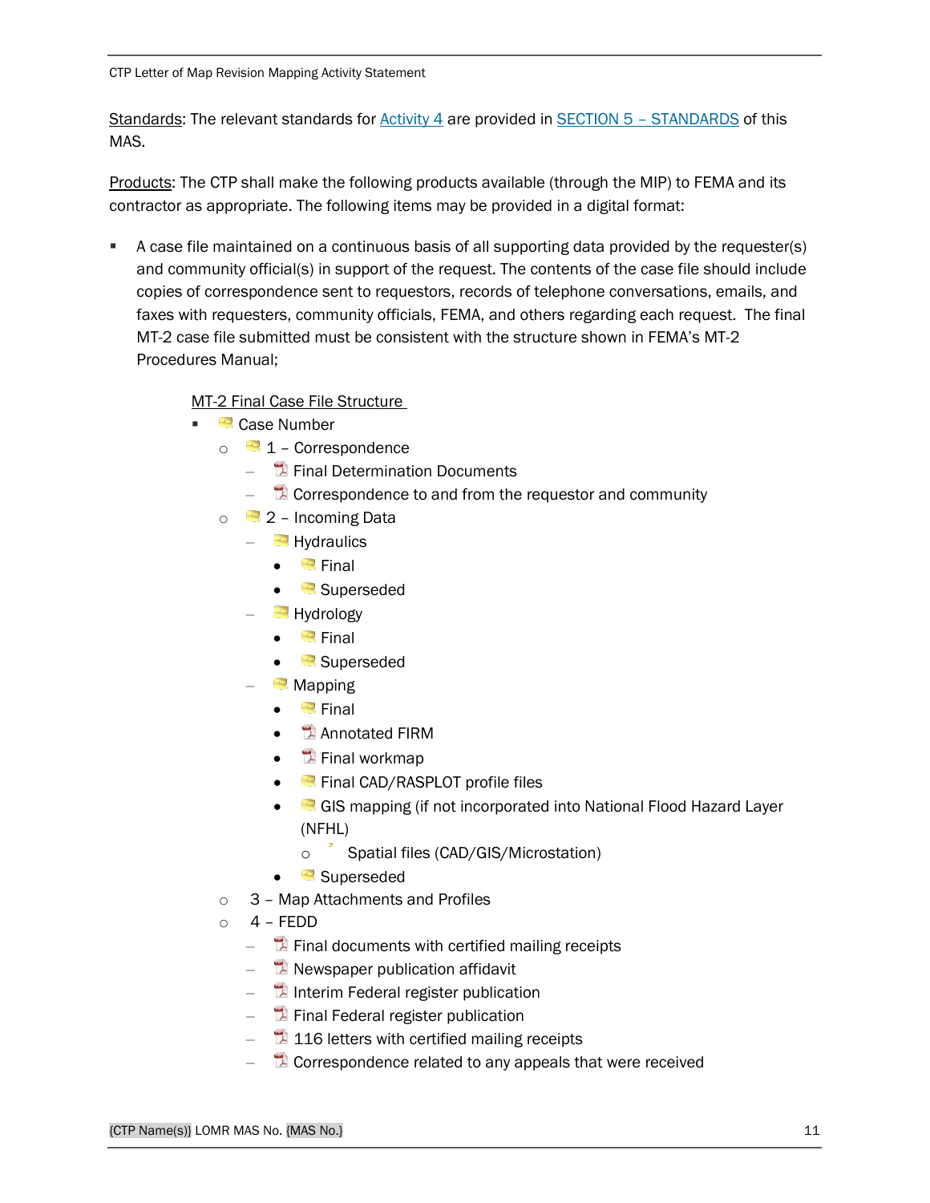Standards: The relevant standards for Activity 4 are provided in SECTION 5 – STANDARDS of this MAS.

Products: The CTP shall make the following products available (through the MIP) to FEMA and its contractor as appropriate. The following items may be provided in a digital format:

- A case file maintained on a continuous basis of all supporting data provided by the requester(s) and community official(s) in support of the request. The contents of the case file should include copies of correspondence sent to requestors, records of telephone conversations, emails, and faxes with requesters, community officials, FEMA, and others regarding each request. The final MT-2 case file submitted must be consistent with the structure shown in FEMA's MT-2 Procedures Manual;

  MT-2 Final Case File Structure

  - Case Number
    - 1 – Correspondence
      - Final Determination Documents
      - Correspondence to and from the requestor and community
    - 2 – Incoming Data
      - Hydraulics
        - Final
        - Superseded
      - Hydrology
        - Final
        - Superseded
      - Mapping
        - Final
        - Annotated FIRM
        - Final workmap
        - Final CAD/RASPLOT profile files
        - GIS mapping (if not incorporated into National Flood Hazard Layer (NFHL)
          - Spatial files (CAD/GIS/Microstation)
        - Superseded
    - 3 – Map Attachments and Profiles
    - 4 – FEDD
      - Final documents with certified mailing receipts
      - Newspaper publication affidavit
      - Interim Federal register publication
      - Final Federal register publication
      - 116 letters with certified mailing receipts
      - Correspondence related to any appeals that were received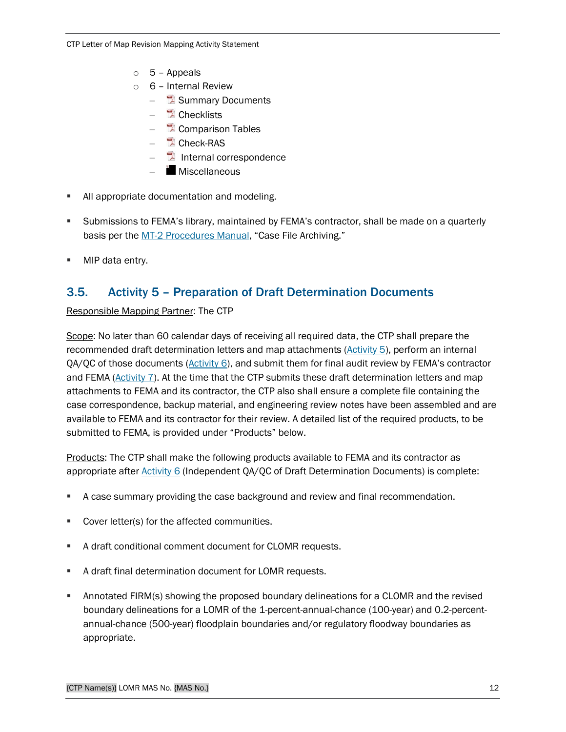- 5 – Appeals
- 6 – Internal Review
  - Summary Documents
  - Checklists
  - Comparison Tables
  - Check-RAS
  - Internal correspondence
  - Miscellaneous

- All appropriate documentation and modeling.
- Submissions to FEMA's library, maintained by FEMA's contractor, shall be made on a quarterly basis per the MT-2 Procedures Manual, "Case File Archiving."
- MIP data entry.

## 3.5. Activity 5 – Preparation of Draft Determination Documents

Responsible Mapping Partner: The CTP

Scope: No later than 60 calendar days of receiving all required data, the CTP shall prepare the recommended draft determination letters and map attachments (Activity 5), perform an internal QA/QC of those documents (Activity 6), and submit them for final audit review by FEMA's contractor and FEMA (Activity 7). At the time that the CTP submits these draft determination letters and map attachments to FEMA and its contractor, the CTP also shall ensure a complete file containing the case correspondence, backup material, and engineering review notes have been assembled and are available to FEMA and its contractor for their review. A detailed list of the required products, to be submitted to FEMA, is provided under "Products" below.

Products: The CTP shall make the following products available to FEMA and its contractor as appropriate after Activity 6 (Independent QA/QC of Draft Determination Documents) is complete:

- A case summary providing the case background and review and final recommendation.
- Cover letter(s) for the affected communities.
- A draft conditional comment document for CLOMR requests.
- A draft final determination document for LOMR requests.
- Annotated FIRM(s) showing the proposed boundary delineations for a CLOMR and the revised boundary delineations for a LOMR of the 1-percent-annual-chance (100-year) and 0.2-percent-annual-chance (500-year) floodplain boundaries and/or regulatory floodway boundaries as appropriate.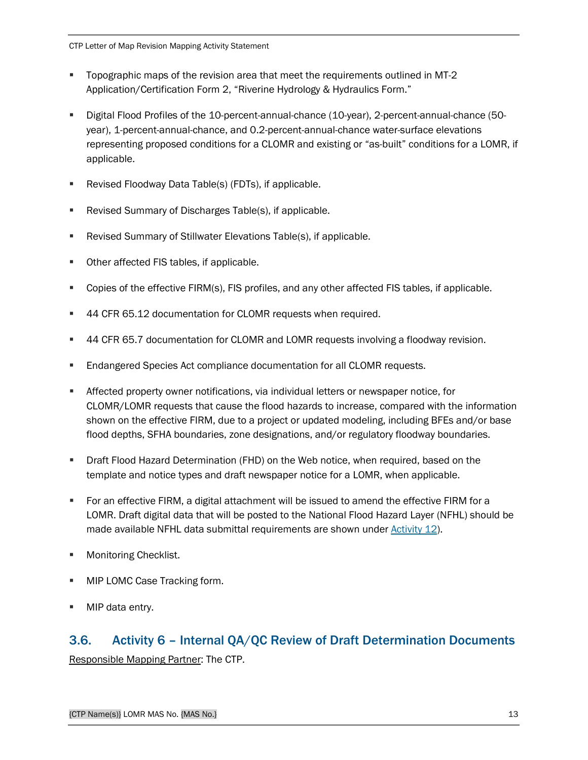- Topographic maps of the revision area that meet the requirements outlined in MT-2 Application/Certification Form 2, "Riverine Hydrology & Hydraulics Form."

- Digital Flood Profiles of the 10-percent-annual-chance (10-year), 2-percent-annual-chance (50-year), 1-percent-annual-chance, and 0.2-percent-annual-chance water-surface elevations representing proposed conditions for a CLOMR and existing or "as-built" conditions for a LOMR, if applicable.

- Revised Floodway Data Table(s) (FDTs), if applicable.

- Revised Summary of Discharges Table(s), if applicable.

- Revised Summary of Stillwater Elevations Table(s), if applicable.

- Other affected FIS tables, if applicable.

- Copies of the effective FIRM(s), FIS profiles, and any other affected FIS tables, if applicable.

- 44 CFR 65.12 documentation for CLOMR requests when required.

- 44 CFR 65.7 documentation for CLOMR and LOMR requests involving a floodway revision.

- Endangered Species Act compliance documentation for all CLOMR requests.

- Affected property owner notifications, via individual letters or newspaper notice, for CLOMR/LOMR requests that cause the flood hazards to increase, compared with the information shown on the effective FIRM, due to a project or updated modeling, including BFEs and/or base flood depths, SFHA boundaries, zone designations, and/or regulatory floodway boundaries.

- Draft Flood Hazard Determination (FHD) on the Web notice, when required, based on the template and notice types and draft newspaper notice for a LOMR, when applicable.

- For an effective FIRM, a digital attachment will be issued to amend the effective FIRM for a LOMR. Draft digital data that will be posted to the National Flood Hazard Layer (NFHL) should be made available NFHL data submittal requirements are shown under Activity 12).

- Monitoring Checklist.

- MIP LOMC Case Tracking form.

- MIP data entry.

## 3.6. Activity 6 – Internal QA/QC Review of Draft Determination Documents

Responsible Mapping Partner: The CTP.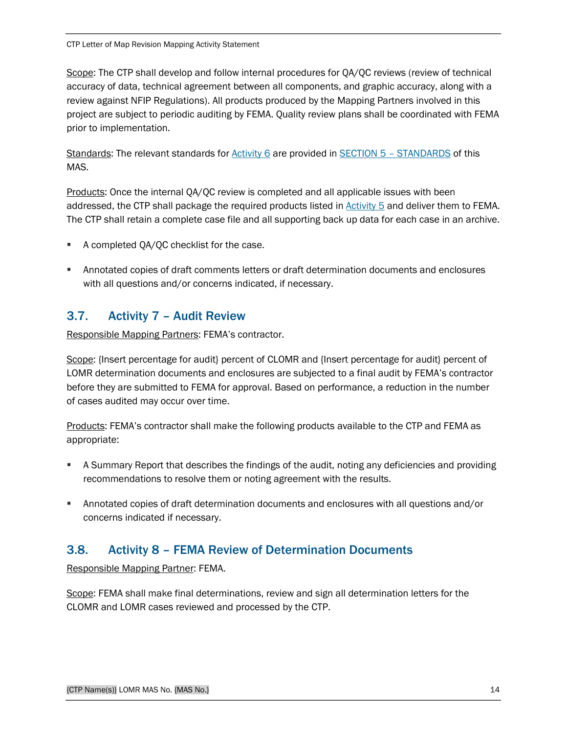Scope: The CTP shall develop and follow internal procedures for QA/QC reviews (review of technical accuracy of data, technical agreement between all components, and graphic accuracy, along with a review against NFIP Regulations). All products produced by the Mapping Partners involved in this project are subject to periodic auditing by FEMA. Quality review plans shall be coordinated with FEMA prior to implementation.

Standards: The relevant standards for Activity 6 are provided in SECTION 5 – STANDARDS of this MAS.

Products: Once the internal QA/QC review is completed and all applicable issues with been addressed, the CTP shall package the required products listed in Activity 5 and deliver them to FEMA. The CTP shall retain a complete case file and all supporting back up data for each case in an archive.

- A completed QA/QC checklist for the case.
- Annotated copies of draft comments letters or draft determination documents and enclosures with all questions and/or concerns indicated, if necessary.

## 3.7. Activity 7 – Audit Review

Responsible Mapping Partners: FEMA's contractor.

Scope: {Insert percentage for audit} percent of CLOMR and {Insert percentage for audit} percent of LOMR determination documents and enclosures are subjected to a final audit by FEMA's contractor before they are submitted to FEMA for approval. Based on performance, a reduction in the number of cases audited may occur over time.

Products: FEMA's contractor shall make the following products available to the CTP and FEMA as appropriate:

- A Summary Report that describes the findings of the audit, noting any deficiencies and providing recommendations to resolve them or noting agreement with the results.
- Annotated copies of draft determination documents and enclosures with all questions and/or concerns indicated if necessary.

## 3.8. Activity 8 – FEMA Review of Determination Documents

Responsible Mapping Partner: FEMA.

Scope: FEMA shall make final determinations, review and sign all determination letters for the CLOMR and LOMR cases reviewed and processed by the CTP.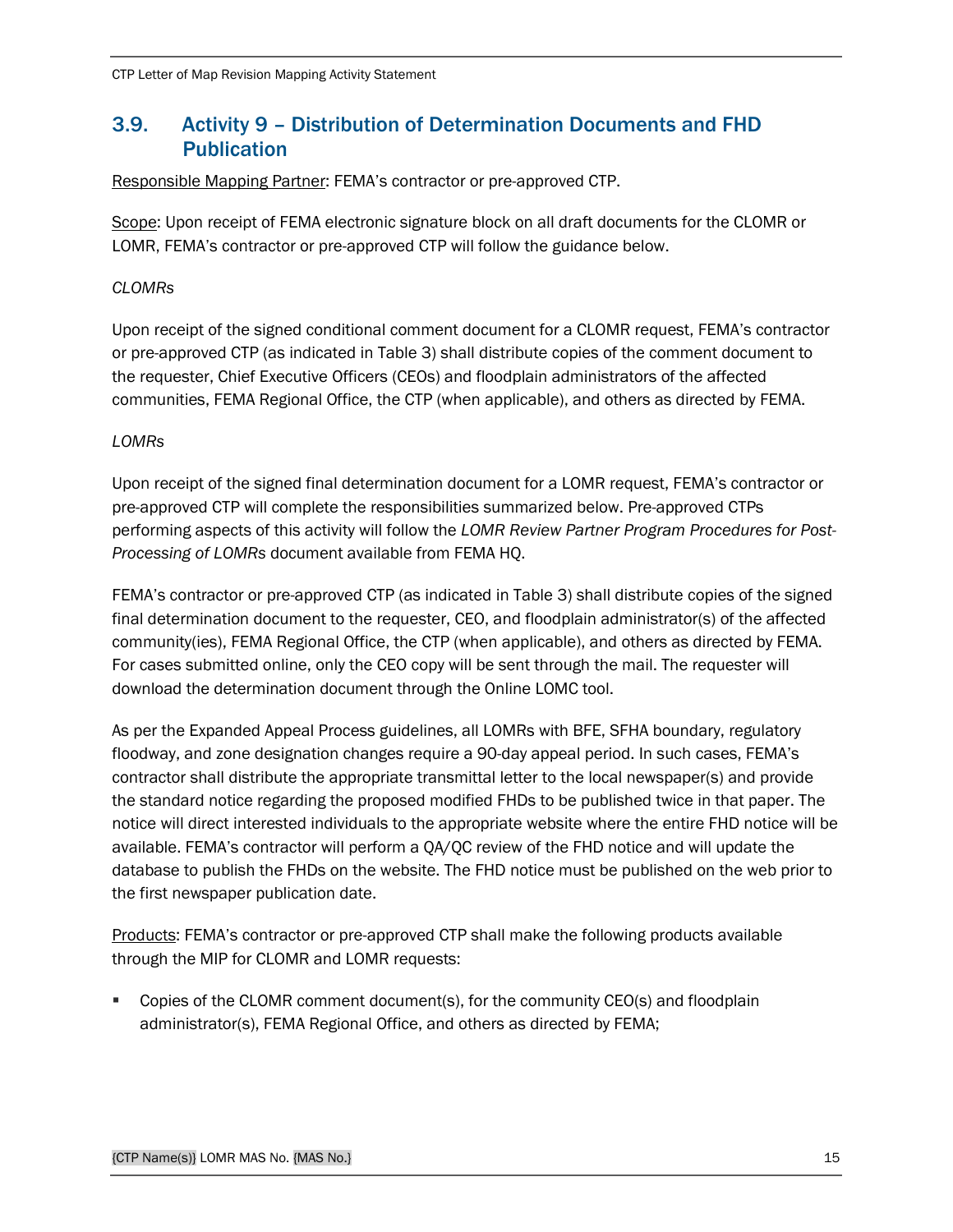## 3.9. Activity 9 – Distribution of Determination Documents and FHD Publication

<u>Responsible Mapping Partner</u>: FEMA's contractor or pre-approved CTP.

<u>Scope</u>: Upon receipt of FEMA electronic signature block on all draft documents for the CLOMR or LOMR, FEMA's contractor or pre-approved CTP will follow the guidance below.

*CLOMRs*

Upon receipt of the signed conditional comment document for a CLOMR request, FEMA's contractor or pre-approved CTP (as indicated in Table 3) shall distribute copies of the comment document to the requester, Chief Executive Officers (CEOs) and floodplain administrators of the affected communities, FEMA Regional Office, the CTP (when applicable), and others as directed by FEMA.

*LOMRs*

Upon receipt of the signed final determination document for a LOMR request, FEMA's contractor or pre-approved CTP will complete the responsibilities summarized below. Pre-approved CTPs performing aspects of this activity will follow the *LOMR Review Partner Program Procedures for Post-Processing of LOMRs* document available from FEMA HQ.

FEMA's contractor or pre-approved CTP (as indicated in Table 3) shall distribute copies of the signed final determination document to the requester, CEO, and floodplain administrator(s) of the affected community(ies), FEMA Regional Office, the CTP (when applicable), and others as directed by FEMA. For cases submitted online, only the CEO copy will be sent through the mail. The requester will download the determination document through the Online LOMC tool.

As per the Expanded Appeal Process guidelines, all LOMRs with BFE, SFHA boundary, regulatory floodway, and zone designation changes require a 90-day appeal period. In such cases, FEMA's contractor shall distribute the appropriate transmittal letter to the local newspaper(s) and provide the standard notice regarding the proposed modified FHDs to be published twice in that paper. The notice will direct interested individuals to the appropriate website where the entire FHD notice will be available. FEMA's contractor will perform a QA/QC review of the FHD notice and will update the database to publish the FHDs on the website. The FHD notice must be published on the web prior to the first newspaper publication date.

<u>Products</u>: FEMA's contractor or pre-approved CTP shall make the following products available through the MIP for CLOMR and LOMR requests:

- Copies of the CLOMR comment document(s), for the community CEO(s) and floodplain administrator(s), FEMA Regional Office, and others as directed by FEMA;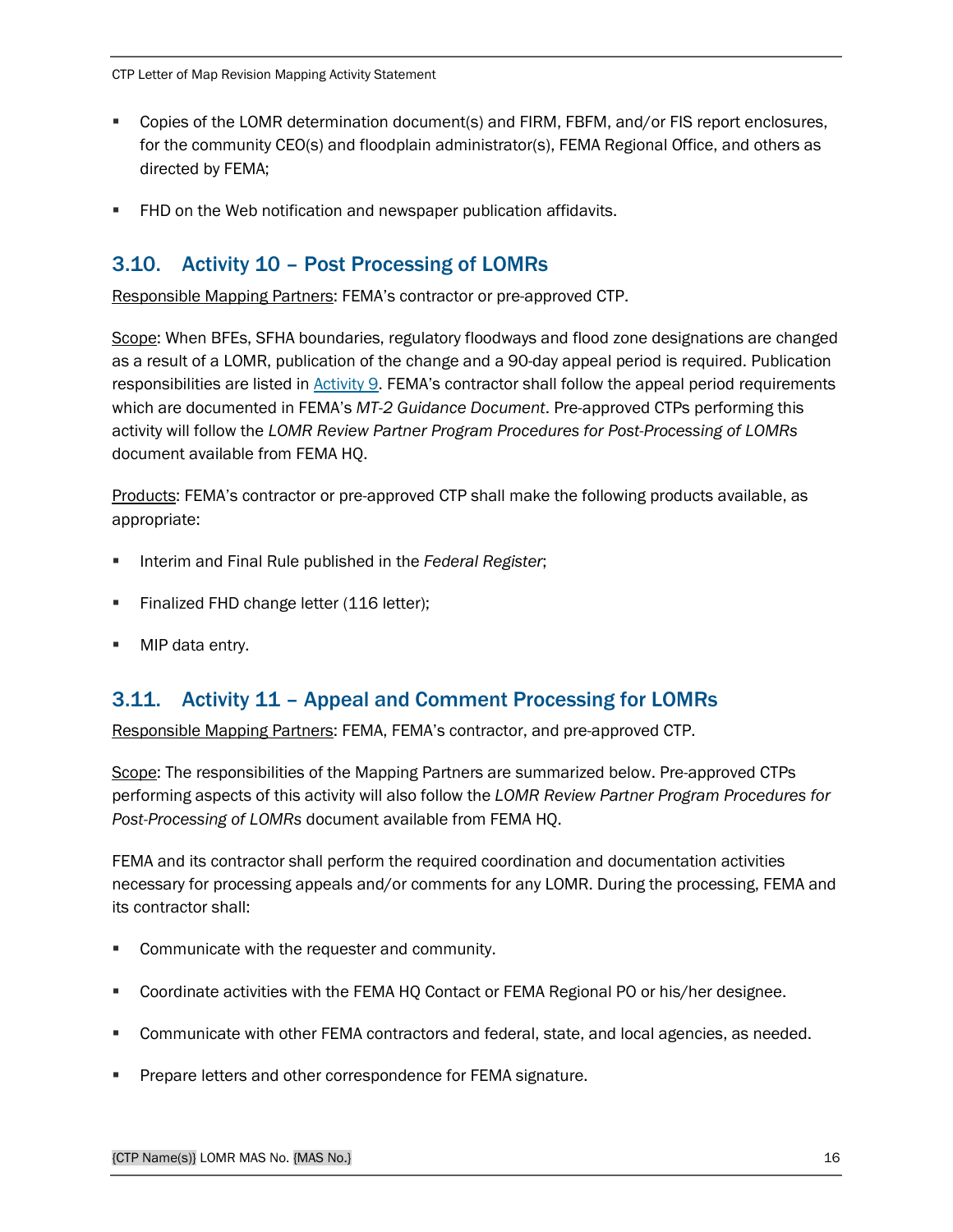- Copies of the LOMR determination document(s) and FIRM, FBFM, and/or FIS report enclosures, for the community CEO(s) and floodplain administrator(s), FEMA Regional Office, and others as directed by FEMA;
- FHD on the Web notification and newspaper publication affidavits.

## 3.10. Activity 10 – Post Processing of LOMRs

Responsible Mapping Partners: FEMA's contractor or pre-approved CTP.

Scope: When BFEs, SFHA boundaries, regulatory floodways and flood zone designations are changed as a result of a LOMR, publication of the change and a 90-day appeal period is required. Publication responsibilities are listed in Activity 9. FEMA's contractor shall follow the appeal period requirements which are documented in FEMA's *MT-2 Guidance Document*. Pre-approved CTPs performing this activity will follow the *LOMR Review Partner Program Procedures for Post-Processing of LOMRs* document available from FEMA HQ.

Products: FEMA's contractor or pre-approved CTP shall make the following products available, as appropriate:

- Interim and Final Rule published in the *Federal Register*;
- Finalized FHD change letter (116 letter);
- MIP data entry.

## 3.11. Activity 11 – Appeal and Comment Processing for LOMRs

Responsible Mapping Partners: FEMA, FEMA's contractor, and pre-approved CTP.

Scope: The responsibilities of the Mapping Partners are summarized below. Pre-approved CTPs performing aspects of this activity will also follow the *LOMR Review Partner Program Procedures for Post-Processing of LOMRs* document available from FEMA HQ.

FEMA and its contractor shall perform the required coordination and documentation activities necessary for processing appeals and/or comments for any LOMR. During the processing, FEMA and its contractor shall:

- Communicate with the requester and community.
- Coordinate activities with the FEMA HQ Contact or FEMA Regional PO or his/her designee.
- Communicate with other FEMA contractors and federal, state, and local agencies, as needed.
- Prepare letters and other correspondence for FEMA signature.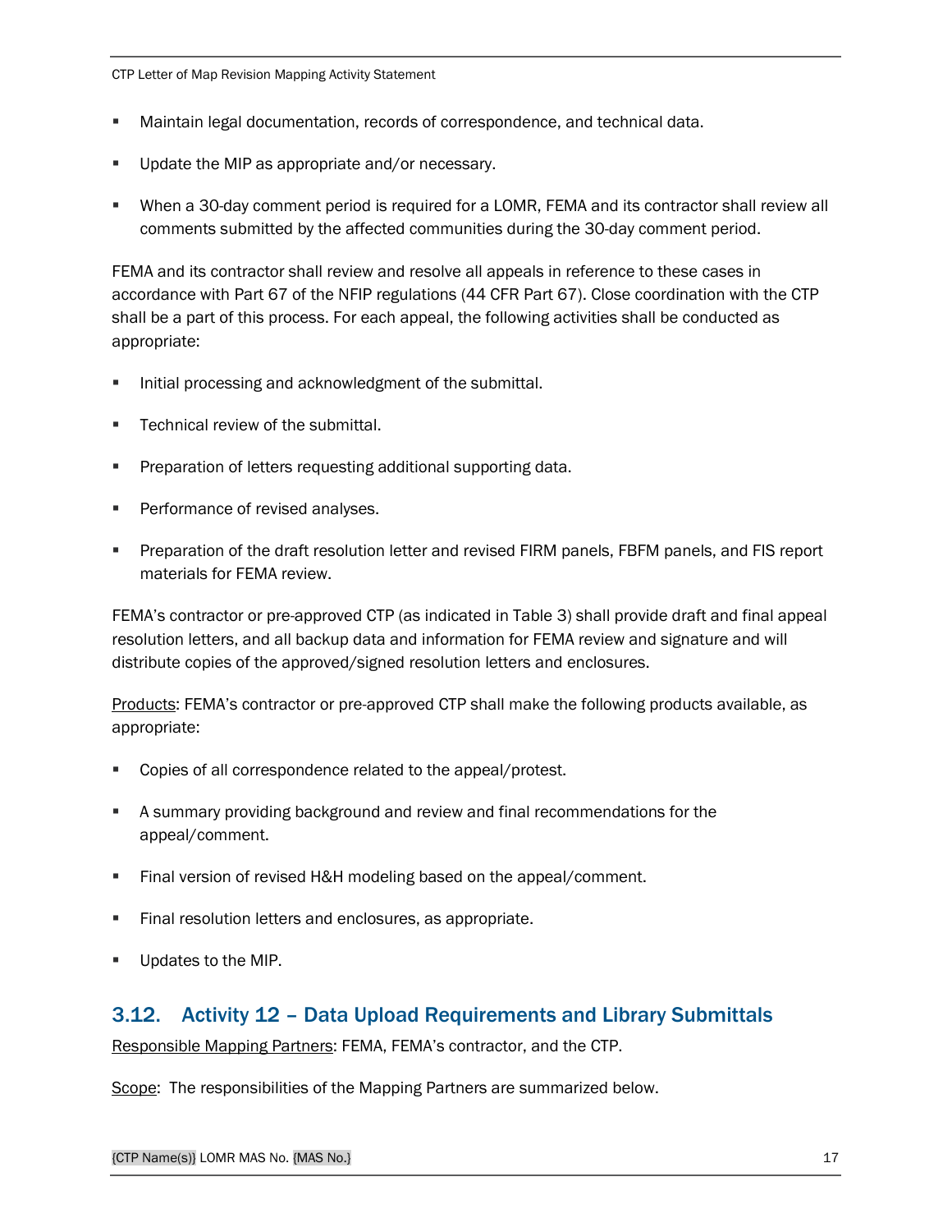- Maintain legal documentation, records of correspondence, and technical data.
- Update the MIP as appropriate and/or necessary.
- When a 30-day comment period is required for a LOMR, FEMA and its contractor shall review all comments submitted by the affected communities during the 30-day comment period.

FEMA and its contractor shall review and resolve all appeals in reference to these cases in accordance with Part 67 of the NFIP regulations (44 CFR Part 67). Close coordination with the CTP shall be a part of this process. For each appeal, the following activities shall be conducted as appropriate:

- Initial processing and acknowledgment of the submittal.
- Technical review of the submittal.
- Preparation of letters requesting additional supporting data.
- Performance of revised analyses.
- Preparation of the draft resolution letter and revised FIRM panels, FBFM panels, and FIS report materials for FEMA review.

FEMA's contractor or pre-approved CTP (as indicated in Table 3) shall provide draft and final appeal resolution letters, and all backup data and information for FEMA review and signature and will distribute copies of the approved/signed resolution letters and enclosures.

Products: FEMA's contractor or pre-approved CTP shall make the following products available, as appropriate:

- Copies of all correspondence related to the appeal/protest.
- A summary providing background and review and final recommendations for the appeal/comment.
- Final version of revised H&H modeling based on the appeal/comment.
- Final resolution letters and enclosures, as appropriate.
- Updates to the MIP.

## 3.12. Activity 12 – Data Upload Requirements and Library Submittals

Responsible Mapping Partners: FEMA, FEMA's contractor, and the CTP.

Scope: The responsibilities of the Mapping Partners are summarized below.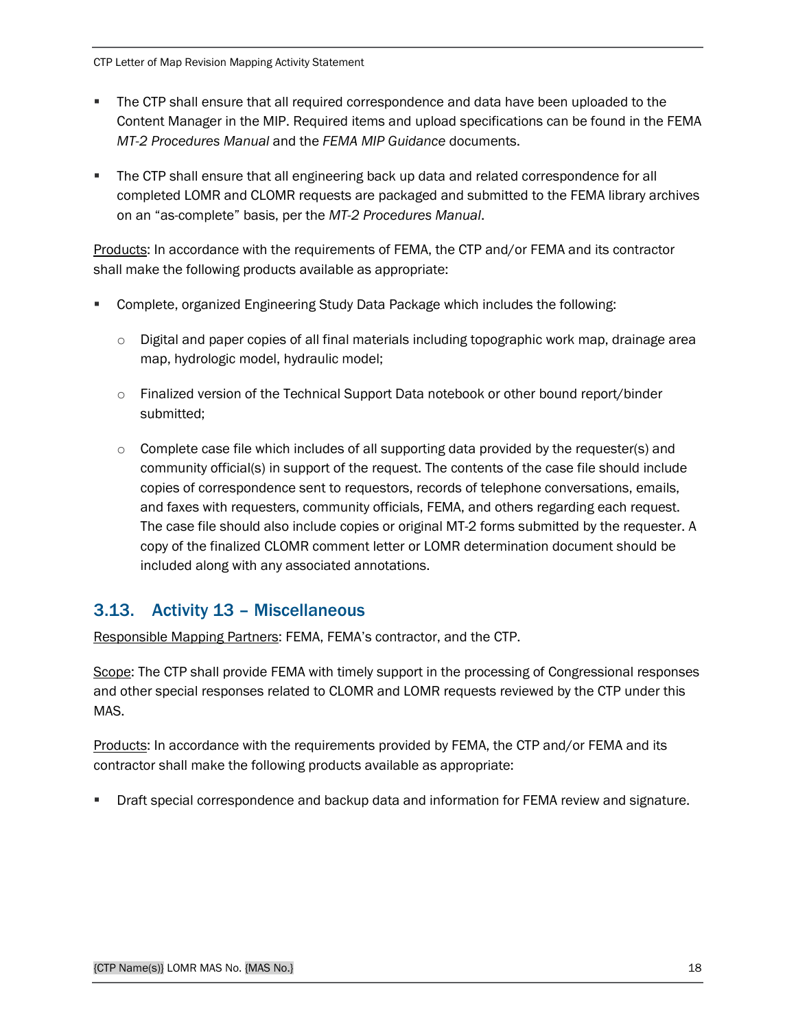- The CTP shall ensure that all required correspondence and data have been uploaded to the Content Manager in the MIP. Required items and upload specifications can be found in the FEMA *MT-2 Procedures Manual* and the *FEMA MIP Guidance* documents.

- The CTP shall ensure that all engineering back up data and related correspondence for all completed LOMR and CLOMR requests are packaged and submitted to the FEMA library archives on an "as-complete" basis, per the *MT-2 Procedures Manual*.

Products: In accordance with the requirements of FEMA, the CTP and/or FEMA and its contractor shall make the following products available as appropriate:

- Complete, organized Engineering Study Data Package which includes the following:
  - Digital and paper copies of all final materials including topographic work map, drainage area map, hydrologic model, hydraulic model;
  - Finalized version of the Technical Support Data notebook or other bound report/binder submitted;
  - Complete case file which includes of all supporting data provided by the requester(s) and community official(s) in support of the request. The contents of the case file should include copies of correspondence sent to requestors, records of telephone conversations, emails, and faxes with requesters, community officials, FEMA, and others regarding each request. The case file should also include copies or original MT-2 forms submitted by the requester. A copy of the finalized CLOMR comment letter or LOMR determination document should be included along with any associated annotations.

## 3.13. Activity 13 – Miscellaneous

Responsible Mapping Partners: FEMA, FEMA's contractor, and the CTP.

Scope: The CTP shall provide FEMA with timely support in the processing of Congressional responses and other special responses related to CLOMR and LOMR requests reviewed by the CTP under this MAS.

Products: In accordance with the requirements provided by FEMA, the CTP and/or FEMA and its contractor shall make the following products available as appropriate:

- Draft special correspondence and backup data and information for FEMA review and signature.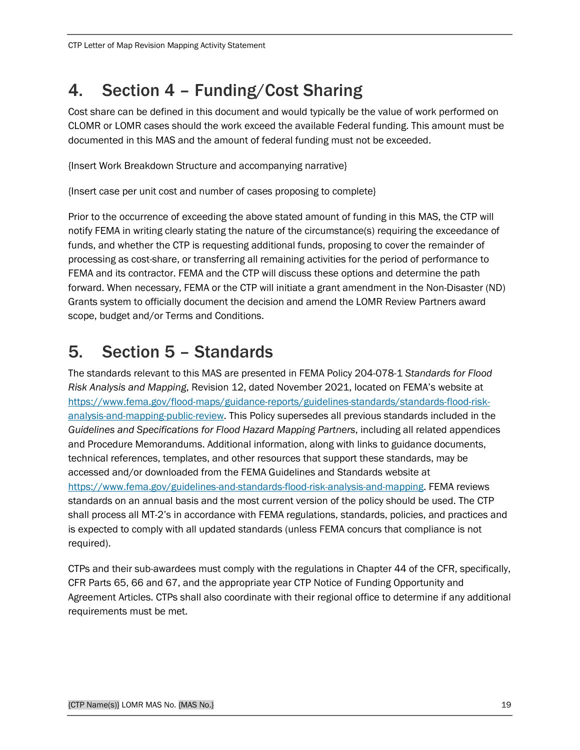# 4. Section 4 – Funding/Cost Sharing

Cost share can be defined in this document and would typically be the value of work performed on CLOMR or LOMR cases should the work exceed the available Federal funding. This amount must be documented in this MAS and the amount of federal funding must not be exceeded.

{Insert Work Breakdown Structure and accompanying narrative}

{Insert case per unit cost and number of cases proposing to complete}

Prior to the occurrence of exceeding the above stated amount of funding in this MAS, the CTP will notify FEMA in writing clearly stating the nature of the circumstance(s) requiring the exceedance of funds, and whether the CTP is requesting additional funds, proposing to cover the remainder of processing as cost-share, or transferring all remaining activities for the period of performance to FEMA and its contractor. FEMA and the CTP will discuss these options and determine the path forward. When necessary, FEMA or the CTP will initiate a grant amendment in the Non-Disaster (ND) Grants system to officially document the decision and amend the LOMR Review Partners award scope, budget and/or Terms and Conditions.

# 5. Section 5 – Standards

The standards relevant to this MAS are presented in FEMA Policy 204-078-1 *Standards for Flood Risk Analysis and Mapping*, Revision 12, dated November 2021, located on FEMA's website at [https://www.fema.gov/flood-maps/guidance-reports/guidelines-standards/standards-flood-risk-analysis-and-mapping-public-review](https://www.fema.gov/flood-maps/guidance-reports/guidelines-standards/standards-flood-risk-analysis-and-mapping-public-review). This Policy supersedes all previous standards included in the *Guidelines and Specifications for Flood Hazard Mapping Partners*, including all related appendices and Procedure Memorandums. Additional information, along with links to guidance documents, technical references, templates, and other resources that support these standards, may be accessed and/or downloaded from the FEMA Guidelines and Standards website at [https://www.fema.gov/guidelines-and-standards-flood-risk-analysis-and-mapping](https://www.fema.gov/guidelines-and-standards-flood-risk-analysis-and-mapping). FEMA reviews standards on an annual basis and the most current version of the policy should be used. The CTP shall process all MT-2's in accordance with FEMA regulations, standards, policies, and practices and is expected to comply with all updated standards (unless FEMA concurs that compliance is not required).

CTPs and their sub-awardees must comply with the regulations in Chapter 44 of the CFR, specifically, CFR Parts 65, 66 and 67, and the appropriate year CTP Notice of Funding Opportunity and Agreement Articles. CTPs shall also coordinate with their regional office to determine if any additional requirements must be met.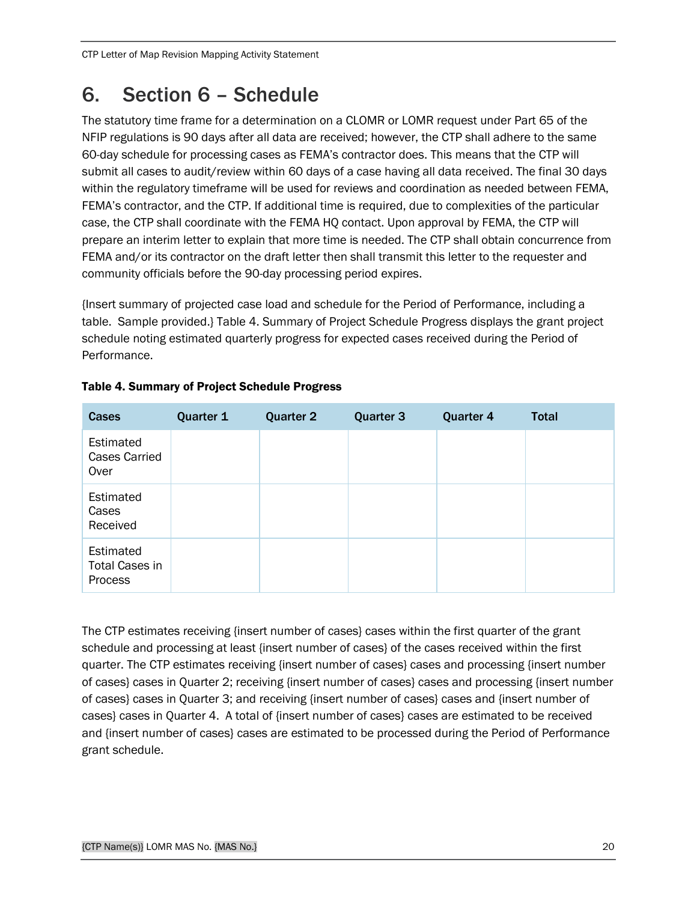# 6. Section 6 – Schedule

The statutory time frame for a determination on a CLOMR or LOMR request under Part 65 of the NFIP regulations is 90 days after all data are received; however, the CTP shall adhere to the same 60-day schedule for processing cases as FEMA's contractor does. This means that the CTP will submit all cases to audit/review within 60 days of a case having all data received. The final 30 days within the regulatory timeframe will be used for reviews and coordination as needed between FEMA, FEMA's contractor, and the CTP. If additional time is required, due to complexities of the particular case, the CTP shall coordinate with the FEMA HQ contact. Upon approval by FEMA, the CTP will prepare an interim letter to explain that more time is needed. The CTP shall obtain concurrence from FEMA and/or its contractor on the draft letter then shall transmit this letter to the requester and community officials before the 90-day processing period expires.

{Insert summary of projected case load and schedule for the Period of Performance, including a table. Sample provided.} Table 4. Summary of Project Schedule Progress displays the grant project schedule noting estimated quarterly progress for expected cases received during the Period of Performance.

**Table 4. Summary of Project Schedule Progress**

| Cases | Quarter 1 | Quarter 2 | Quarter 3 | Quarter 4 | Total |
|---|---|---|---|---|---|
| Estimated Cases Carried Over | | | | | |
| Estimated Cases Received | | | | | |
| Estimated Total Cases in Process | | | | | |

The CTP estimates receiving {insert number of cases} cases within the first quarter of the grant schedule and processing at least {insert number of cases} of the cases received within the first quarter. The CTP estimates receiving {insert number of cases} cases and processing {insert number of cases} cases in Quarter 2; receiving {insert number of cases} cases and processing {insert number of cases} cases in Quarter 3; and receiving {insert number of cases} cases and {insert number of cases} cases in Quarter 4. A total of {insert number of cases} cases are estimated to be received and {insert number of cases} cases are estimated to be processed during the Period of Performance grant schedule.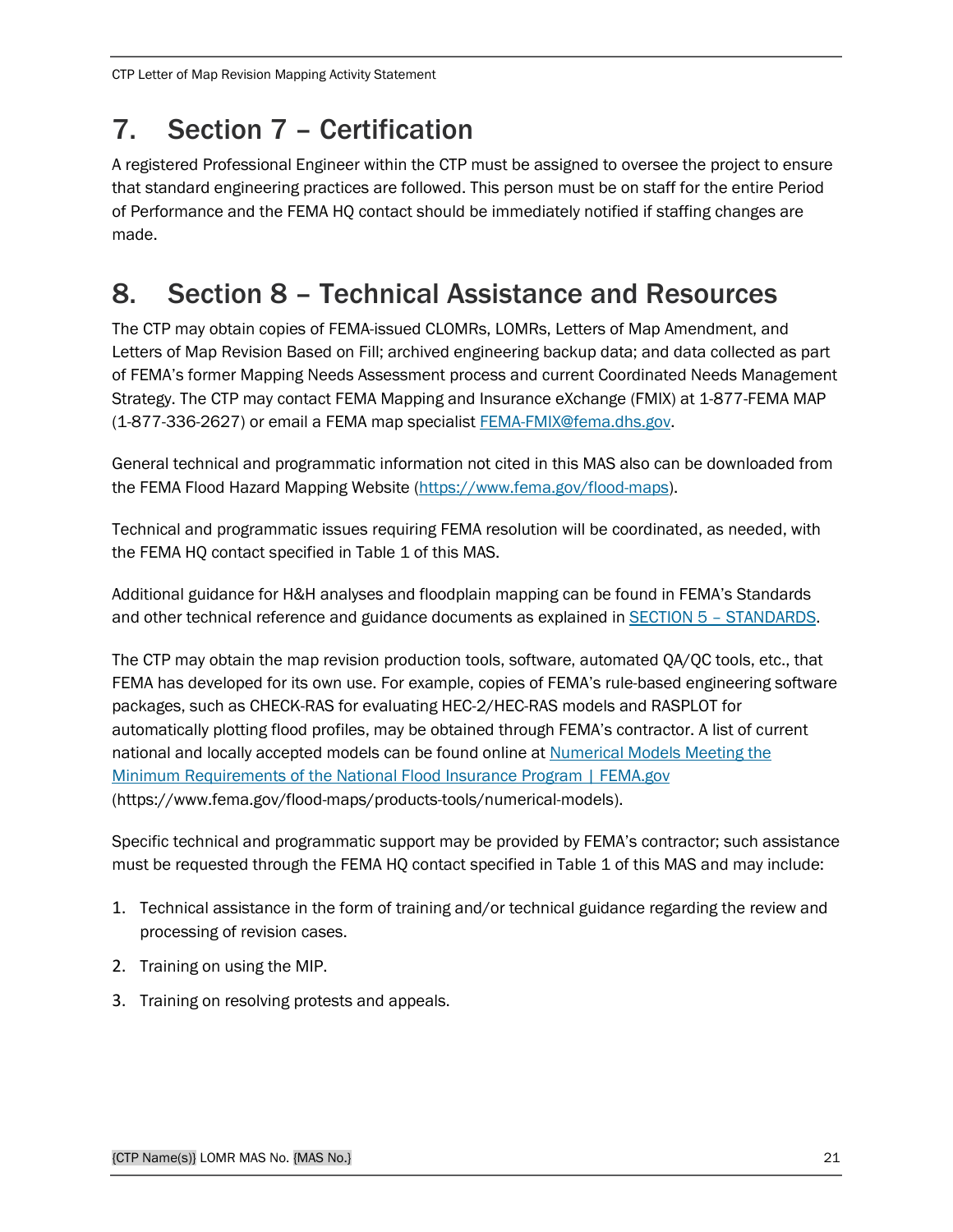# 7. Section 7 – Certification

A registered Professional Engineer within the CTP must be assigned to oversee the project to ensure that standard engineering practices are followed. This person must be on staff for the entire Period of Performance and the FEMA HQ contact should be immediately notified if staffing changes are made.

# 8. Section 8 – Technical Assistance and Resources

The CTP may obtain copies of FEMA-issued CLOMRs, LOMRs, Letters of Map Amendment, and Letters of Map Revision Based on Fill; archived engineering backup data; and data collected as part of FEMA's former Mapping Needs Assessment process and current Coordinated Needs Management Strategy. The CTP may contact FEMA Mapping and Insurance eXchange (FMIX) at 1-877-FEMA MAP (1-877-336-2627) or email a FEMA map specialist [FEMA-FMIX@fema.dhs.gov](mailto:FEMA-FMIX@fema.dhs.gov).

General technical and programmatic information not cited in this MAS also can be downloaded from the FEMA Flood Hazard Mapping Website ([https://www.fema.gov/flood-maps](https://www.fema.gov/flood-maps)).

Technical and programmatic issues requiring FEMA resolution will be coordinated, as needed, with the FEMA HQ contact specified in Table 1 of this MAS.

Additional guidance for H&H analyses and floodplain mapping can be found in FEMA's Standards and other technical reference and guidance documents as explained in SECTION 5 – STANDARDS.

The CTP may obtain the map revision production tools, software, automated QA/QC tools, etc., that FEMA has developed for its own use. For example, copies of FEMA's rule-based engineering software packages, such as CHECK-RAS for evaluating HEC-2/HEC-RAS models and RASPLOT for automatically plotting flood profiles, may be obtained through FEMA's contractor. A list of current national and locally accepted models can be found online at [Numerical Models Meeting the Minimum Requirements of the National Flood Insurance Program | FEMA.gov](https://www.fema.gov/flood-maps/products-tools/numerical-models) (https://www.fema.gov/flood-maps/products-tools/numerical-models).

Specific technical and programmatic support may be provided by FEMA's contractor; such assistance must be requested through the FEMA HQ contact specified in Table 1 of this MAS and may include:

1. Technical assistance in the form of training and/or technical guidance regarding the review and processing of revision cases.
2. Training on using the MIP.
3. Training on resolving protests and appeals.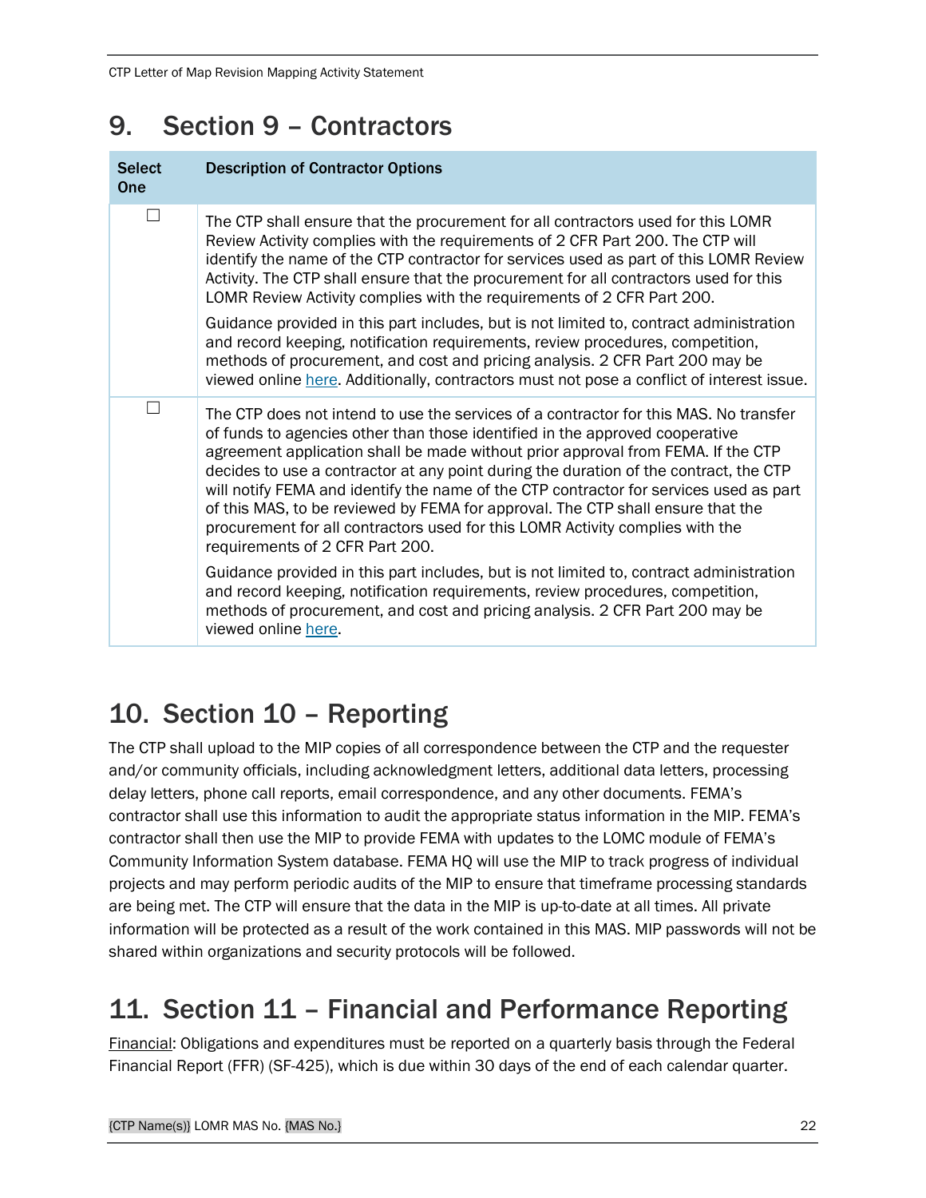# 9. Section 9 – Contractors

| Select One | Description of Contractor Options |
|---|---|
| ☐ | The CTP shall ensure that the procurement for all contractors used for this LOMR Review Activity complies with the requirements of 2 CFR Part 200. The CTP will identify the name of the CTP contractor for services used as part of this LOMR Review Activity. The CTP shall ensure that the procurement for all contractors used for this LOMR Review Activity complies with the requirements of 2 CFR Part 200.<br><br>Guidance provided in this part includes, but is not limited to, contract administration and record keeping, notification requirements, review procedures, competition, methods of procurement, and cost and pricing analysis. 2 CFR Part 200 may be viewed online here. Additionally, contractors must not pose a conflict of interest issue. |
| ☐ | The CTP does not intend to use the services of a contractor for this MAS. No transfer of funds to agencies other than those identified in the approved cooperative agreement application shall be made without prior approval from FEMA. If the CTP decides to use a contractor at any point during the duration of the contract, the CTP will notify FEMA and identify the name of the CTP contractor for services used as part of this MAS, to be reviewed by FEMA for approval. The CTP shall ensure that the procurement for all contractors used for this LOMR Activity complies with the requirements of 2 CFR Part 200.<br><br>Guidance provided in this part includes, but is not limited to, contract administration and record keeping, notification requirements, review procedures, competition, methods of procurement, and cost and pricing analysis. 2 CFR Part 200 may be viewed online here. |

# 10. Section 10 – Reporting

The CTP shall upload to the MIP copies of all correspondence between the CTP and the requester and/or community officials, including acknowledgment letters, additional data letters, processing delay letters, phone call reports, email correspondence, and any other documents. FEMA's contractor shall use this information to audit the appropriate status information in the MIP. FEMA's contractor shall then use the MIP to provide FEMA with updates to the LOMC module of FEMA's Community Information System database. FEMA HQ will use the MIP to track progress of individual projects and may perform periodic audits of the MIP to ensure that timeframe processing standards are being met. The CTP will ensure that the data in the MIP is up-to-date at all times. All private information will be protected as a result of the work contained in this MAS. MIP passwords will not be shared within organizations and security protocols will be followed.

# 11. Section 11 – Financial and Performance Reporting

Financial: Obligations and expenditures must be reported on a quarterly basis through the Federal Financial Report (FFR) (SF-425), which is due within 30 days of the end of each calendar quarter.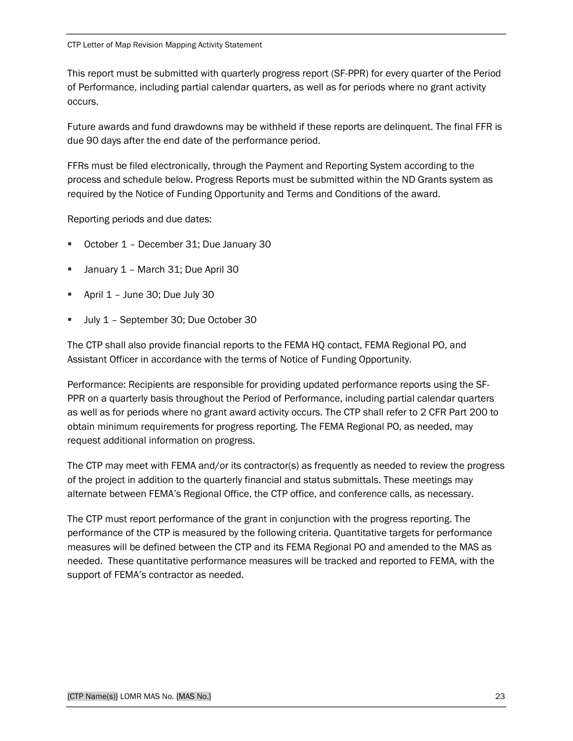This report must be submitted with quarterly progress report (SF-PPR) for every quarter of the Period of Performance, including partial calendar quarters, as well as for periods where no grant activity occurs.

Future awards and fund drawdowns may be withheld if these reports are delinquent. The final FFR is due 90 days after the end date of the performance period.

FFRs must be filed electronically, through the Payment and Reporting System according to the process and schedule below. Progress Reports must be submitted within the ND Grants system as required by the Notice of Funding Opportunity and Terms and Conditions of the award.

Reporting periods and due dates:

- October 1 – December 31; Due January 30
- January 1 – March 31; Due April 30
- April 1 – June 30; Due July 30
- July 1 – September 30; Due October 30

The CTP shall also provide financial reports to the FEMA HQ contact, FEMA Regional PO, and Assistant Officer in accordance with the terms of Notice of Funding Opportunity.

Performance: Recipients are responsible for providing updated performance reports using the SF-PPR on a quarterly basis throughout the Period of Performance, including partial calendar quarters as well as for periods where no grant award activity occurs. The CTP shall refer to 2 CFR Part 200 to obtain minimum requirements for progress reporting. The FEMA Regional PO, as needed, may request additional information on progress.

The CTP may meet with FEMA and/or its contractor(s) as frequently as needed to review the progress of the project in addition to the quarterly financial and status submittals. These meetings may alternate between FEMA's Regional Office, the CTP office, and conference calls, as necessary.

The CTP must report performance of the grant in conjunction with the progress reporting. The performance of the CTP is measured by the following criteria. Quantitative targets for performance measures will be defined between the CTP and its FEMA Regional PO and amended to the MAS as needed. These quantitative performance measures will be tracked and reported to FEMA, with the support of FEMA's contractor as needed.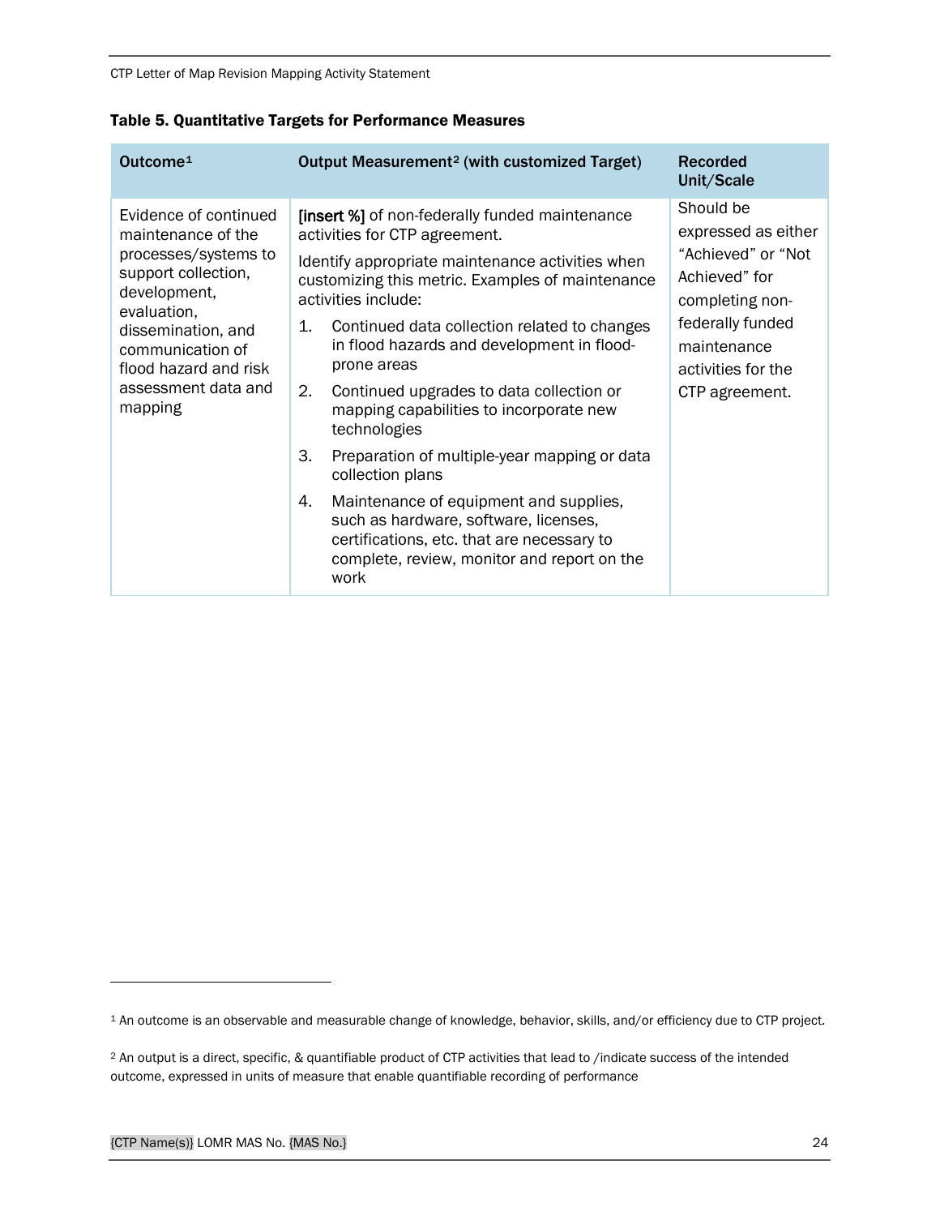**Table 5. Quantitative Targets for Performance Measures**

| Outcome[1] | Output Measurement[2] (with customized Target) | Recorded Unit/Scale |
|---|---|---|
| Evidence of continued maintenance of the processes/systems to support collection, development, evaluation, dissemination, and communication of flood hazard and risk assessment data and mapping | **[insert %]** of non-federally funded maintenance activities for CTP agreement.<br><br>Identify appropriate maintenance activities when customizing this metric. Examples of maintenance activities include:<br>1. Continued data collection related to changes in flood hazards and development in flood-prone areas<br>2. Continued upgrades to data collection or mapping capabilities to incorporate new technologies<br>3. Preparation of multiple-year mapping or data collection plans<br>4. Maintenance of equipment and supplies, such as hardware, software, licenses, certifications, etc. that are necessary to complete, review, monitor and report on the work | Should be expressed as either "Achieved" or "Not Achieved" for completing non-federally funded maintenance activities for the CTP agreement. |

[1] An outcome is an observable and measurable change of knowledge, behavior, skills, and/or efficiency due to CTP project.

[2] An output is a direct, specific, & quantifiable product of CTP activities that lead to /indicate success of the intended outcome, expressed in units of measure that enable quantifiable recording of performance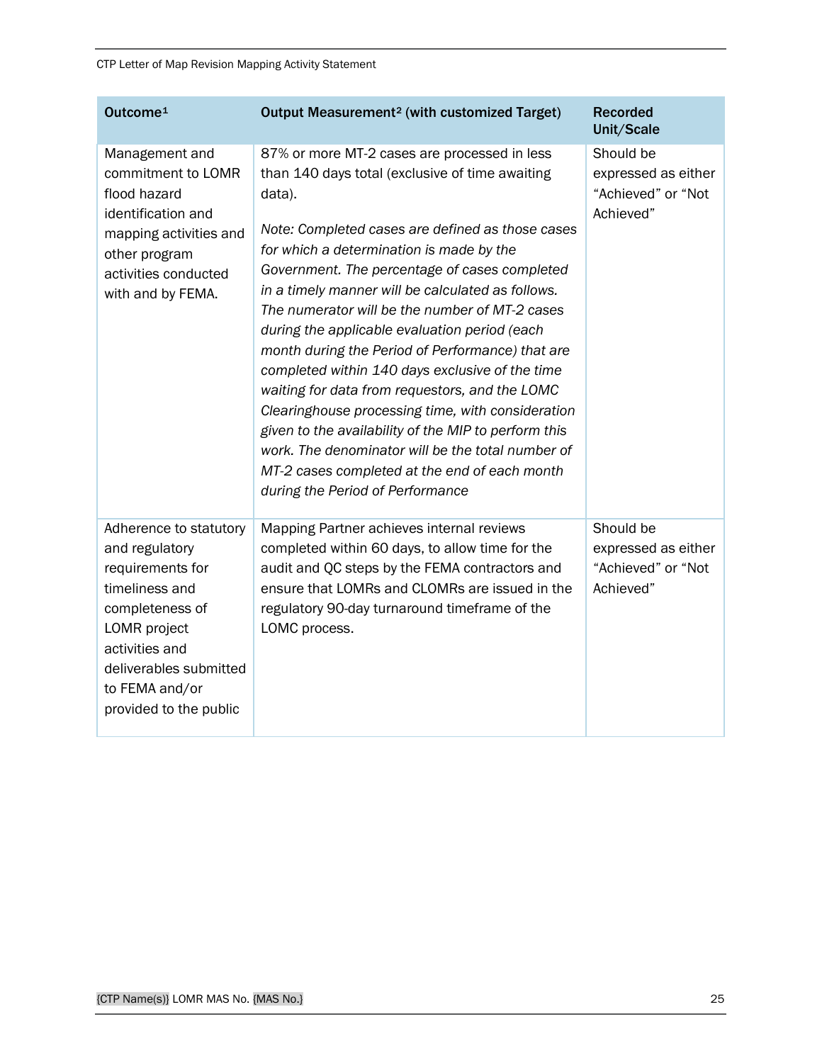| Outcome[1] | Output Measurement[2] (with customized Target) | Recorded Unit/Scale |
|---|---|---|
| Management and commitment to LOMR flood hazard identification and mapping activities and other program activities conducted with and by FEMA. | 87% or more MT-2 cases are processed in less than 140 days total (exclusive of time awaiting data).<br><br>*Note: Completed cases are defined as those cases for which a determination is made by the Government. The percentage of cases completed in a timely manner will be calculated as follows. The numerator will be the number of MT-2 cases during the applicable evaluation period (each month during the Period of Performance) that are completed within 140 days exclusive of the time waiting for data from requestors, and the LOMC Clearinghouse processing time, with consideration given to the availability of the MIP to perform this work. The denominator will be the total number of MT-2 cases completed at the end of each month during the Period of Performance* | Should be expressed as either "Achieved" or "Not Achieved" |
| Adherence to statutory and regulatory requirements for timeliness and completeness of LOMR project activities and deliverables submitted to FEMA and/or provided to the public | Mapping Partner achieves internal reviews completed within 60 days, to allow time for the audit and QC steps by the FEMA contractors and ensure that LOMRs and CLOMRs are issued in the regulatory 90-day turnaround timeframe of the LOMC process. | Should be expressed as either "Achieved" or "Not Achieved" |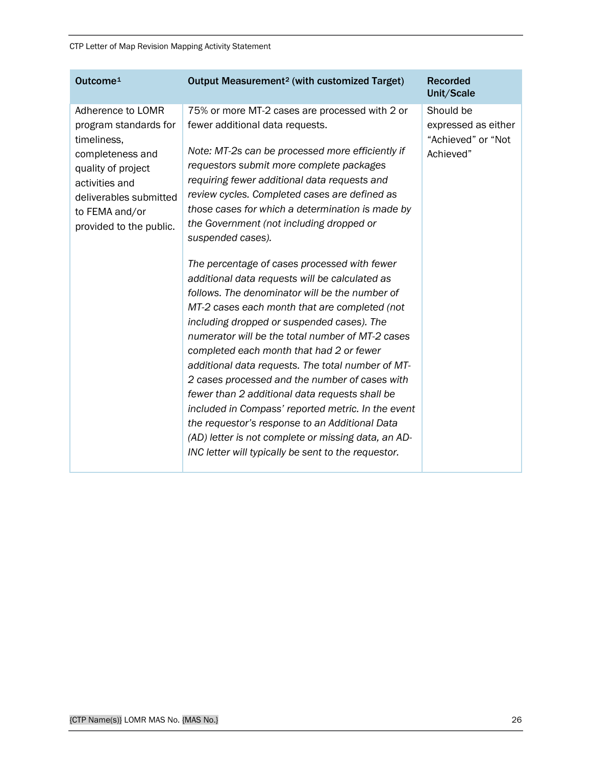| Outcome[1] | Output Measurement[2] (with customized Target) | Recorded Unit/Scale |
|---|---|---|
| Adherence to LOMR program standards for timeliness, completeness and quality of project activities and deliverables submitted to FEMA and/or provided to the public. | 75% or more MT-2 cases are processed with 2 or fewer additional data requests.<br><br>*Note: MT-2s can be processed more efficiently if requestors submit more complete packages requiring fewer additional data requests and review cycles. Completed cases are defined as those cases for which a determination is made by the Government (not including dropped or suspended cases).*<br><br>*The percentage of cases processed with fewer additional data requests will be calculated as follows. The denominator will be the number of MT-2 cases each month that are completed (not including dropped or suspended cases). The numerator will be the total number of MT-2 cases completed each month that had 2 or fewer additional data requests. The total number of MT-2 cases processed and the number of cases with fewer than 2 additional data requests shall be included in Compass' reported metric. In the event the requestor's response to an Additional Data (AD) letter is not complete or missing data, an AD-INC letter will typically be sent to the requestor.* | Should be expressed as either "Achieved" or "Not Achieved" |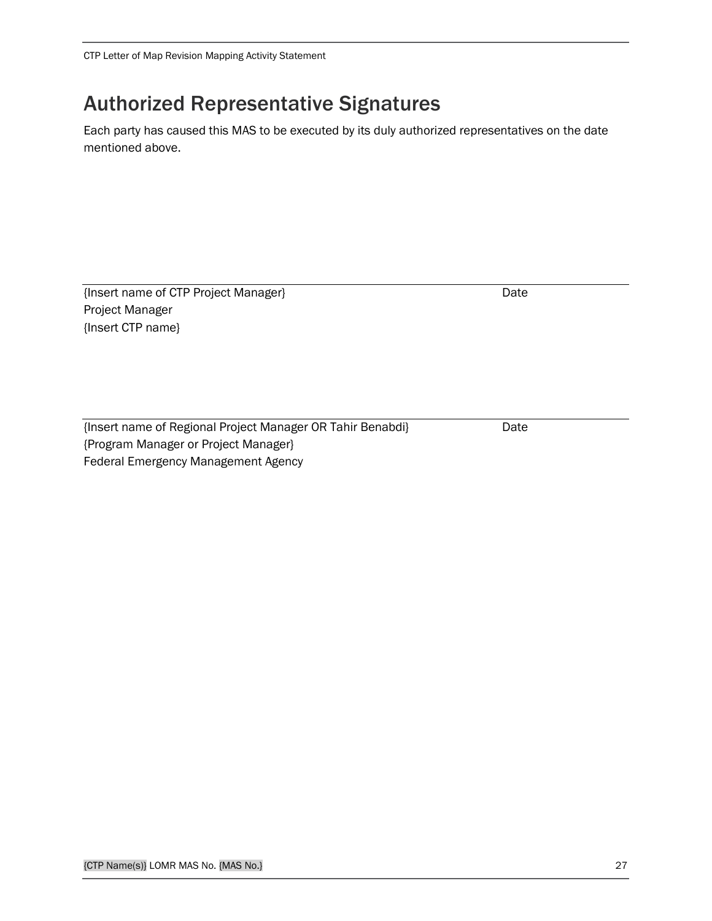# Authorized Representative Signatures

Each party has caused this MAS to be executed by its duly authorized representatives on the date mentioned above.

| {Insert name of CTP Project Manager}<br>Project Manager<br>{Insert CTP name} | Date |
|---|---|

| {Insert name of Regional Project Manager OR Tahir Benabdi}<br>{Program Manager or Project Manager}<br>Federal Emergency Management Agency | Date |
|---|---|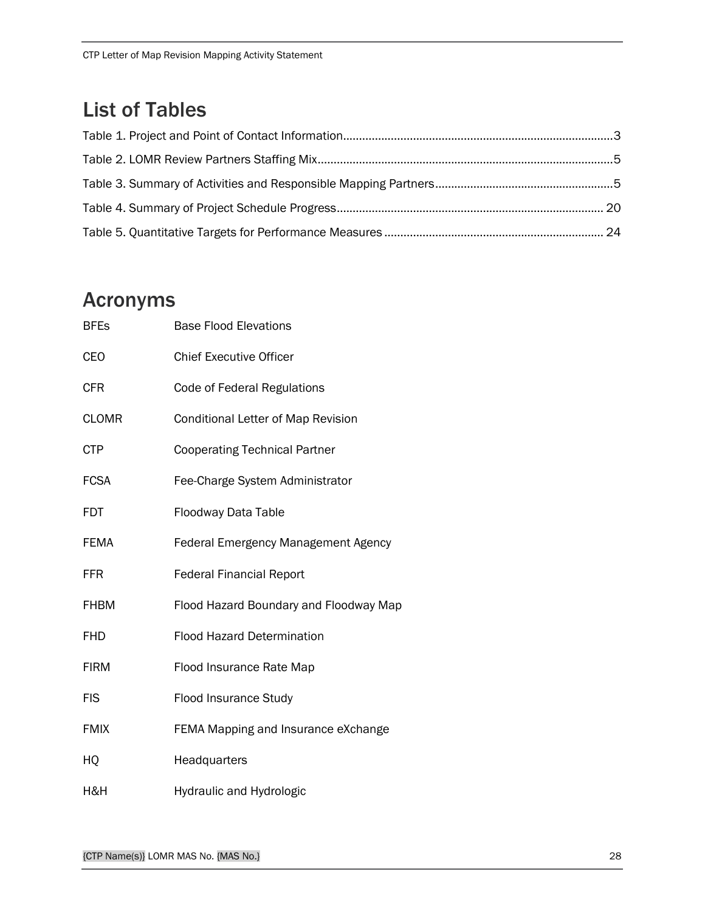## List of Tables

Table 1. Project and Point of Contact Information....................................................................................3

Table 2. LOMR Review Partners Staffing Mix............................................................................................5

Table 3. Summary of Activities and Responsible Mapping Partners........................................................5

Table 4. Summary of Project Schedule Progress................................................................................... 20

Table 5. Quantitative Targets for Performance Measures .................................................................... 24

## Acronyms

| | |
|---|---|
| BFEs | Base Flood Elevations |
| CEO | Chief Executive Officer |
| CFR | Code of Federal Regulations |
| CLOMR | Conditional Letter of Map Revision |
| CTP | Cooperating Technical Partner |
| FCSA | Fee-Charge System Administrator |
| FDT | Floodway Data Table |
| FEMA | Federal Emergency Management Agency |
| FFR | Federal Financial Report |
| FHBM | Flood Hazard Boundary and Floodway Map |
| FHD | Flood Hazard Determination |
| FIRM | Flood Insurance Rate Map |
| FIS | Flood Insurance Study |
| FMIX | FEMA Mapping and Insurance eXchange |
| HQ | Headquarters |
| H&H | Hydraulic and Hydrologic |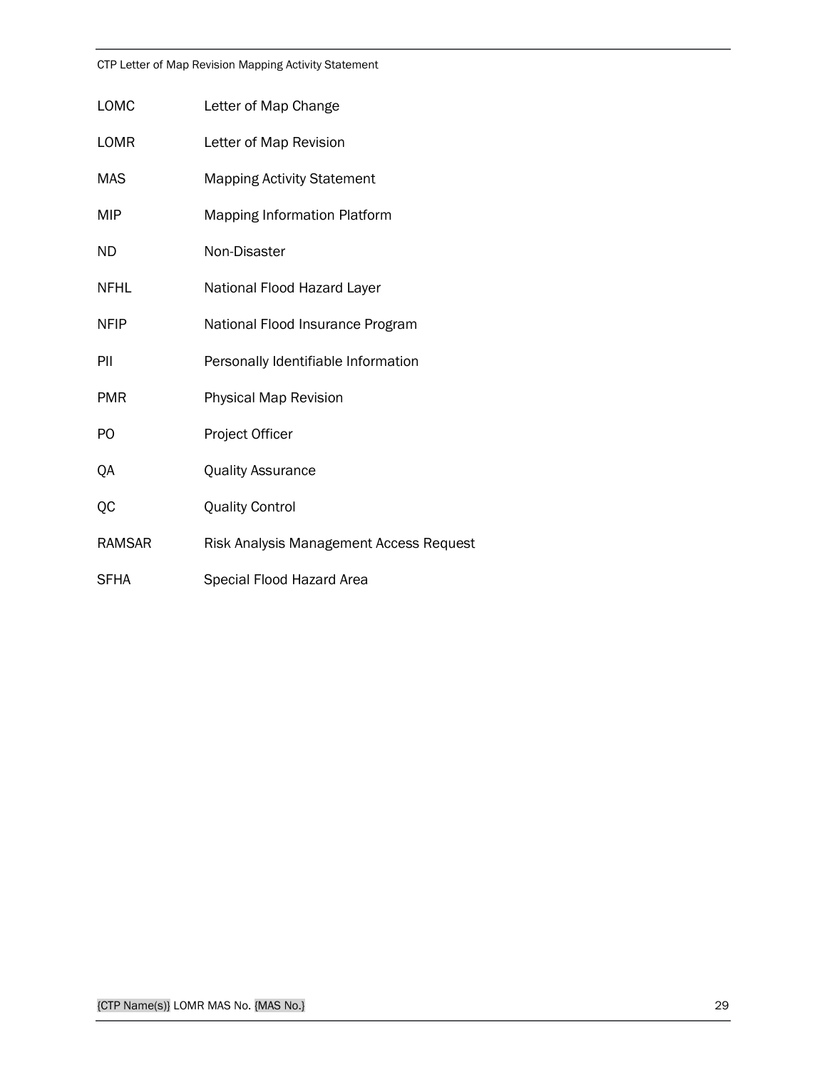| | |
|---|---|
| LOMC | Letter of Map Change |
| LOMR | Letter of Map Revision |
| MAS | Mapping Activity Statement |
| MIP | Mapping Information Platform |
| ND | Non-Disaster |
| NFHL | National Flood Hazard Layer |
| NFIP | National Flood Insurance Program |
| PII | Personally Identifiable Information |
| PMR | Physical Map Revision |
| PO | Project Officer |
| QA | Quality Assurance |
| QC | Quality Control |
| RAMSAR | Risk Analysis Management Access Request |
| SFHA | Special Flood Hazard Area |